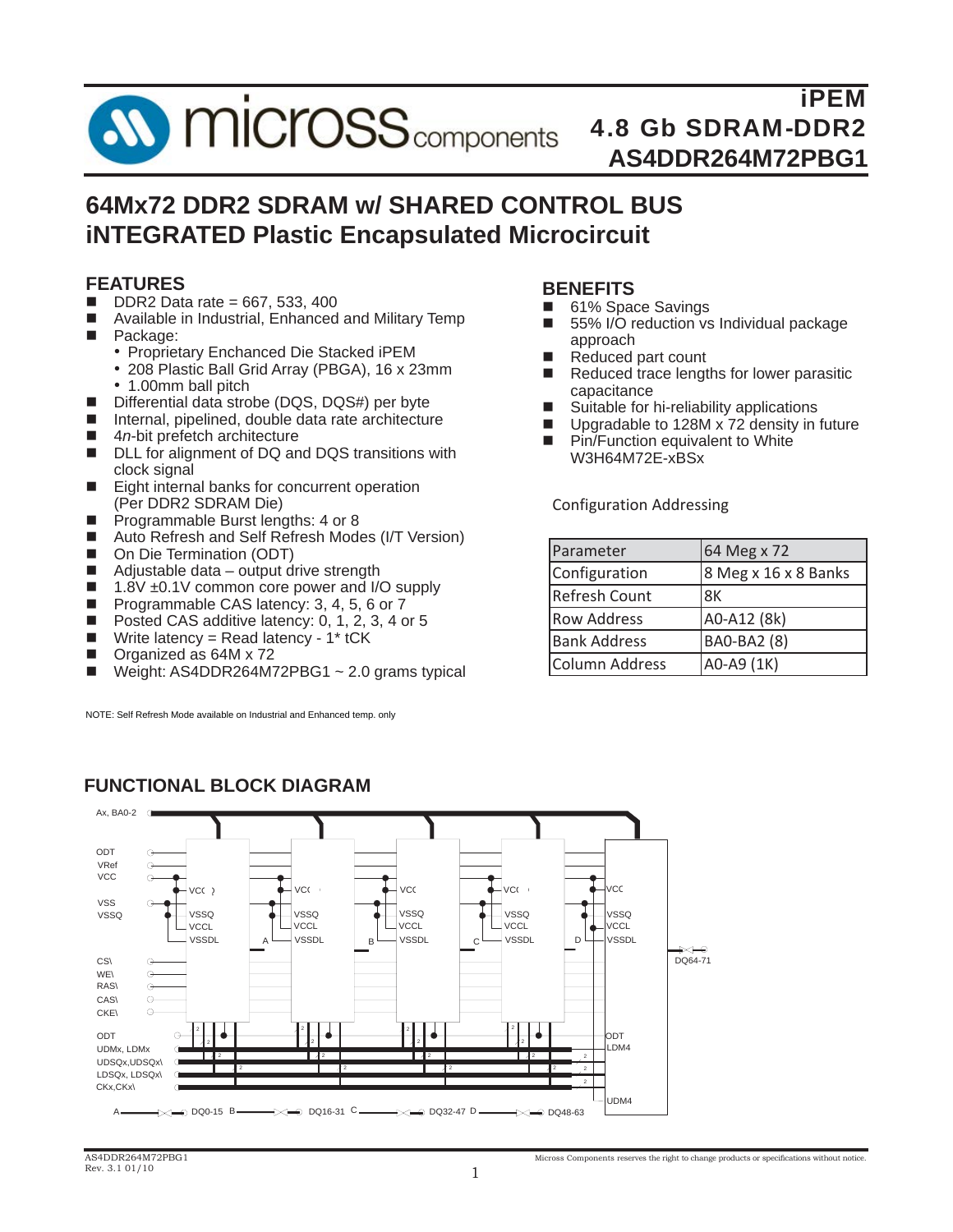# iPEM 4.8 Gb SDRAM-DDR2 AS4DDR264M72PBG1

## 64Mx72 DDR2 SDRAM w/ SHARED CONTROL BUS iNTEGRATED Plastic Encapsulated Microcircuit

### FEATURES

- DDR2 Data rate = 667, 533, 400
- Available in Industrial, Enhanced and Military Temp
- Package:
  - Proprietary Enchanced Die Stacked iPEM
  - 208 Plastic Ball Grid Array (PBGA), 16 x 23mm
  - 1.00mm ball pitch
- Differential data strobe (DQS, DQS#) per byte
- Internal, pipelined, double data rate architecture
- 4*n*-bit prefetch architecture
- DLL for alignment of DQ and DQS transitions with clock signal
- Eight internal banks for concurrent operation (Per DDR2 SDRAM Die)
- Programmable Burst lengths: 4 or 8
- Auto Refresh and Self Refresh Modes (I/T Version)
- On Die Termination (ODT)
- Adjustable data – output drive strength
- 1.8V ±0.1V common core power and I/O supply
- Programmable CAS latency: 3, 4, 5, 6 or 7
- Posted CAS additive latency: 0, 1, 2, 3, 4 or 5
- Write latency = Read latency - 1* tCK
- Organized as 64M x 72
- Weight: AS4DDR264M72PBG1 ~ 2.0 grams typical

NOTE: Self Refresh Mode available on Industrial and Enhanced temp. only

### BENEFITS

- 61% Space Savings
- 55% I/O reduction vs Individual package approach
- Reduced part count
- Reduced trace lengths for lower parasitic capacitance
- Suitable for hi-reliability applications
- Upgradable to 128M x 72 density in future
- Pin/Function equivalent to White W3H64M72E-xBSx

Configuration Addressing

| Parameter | 64 Meg x 72 |
|---|---|
| Configuration | 8 Meg x 16 x 8 Banks |
| Refresh Count | 8K |
| Row Address | A0-A12 (8k) |
| Bank Address | BA0-BA2 (8) |
| Column Address | A0-A9 (1K) |

### FUNCTIONAL BLOCK DIAGRAM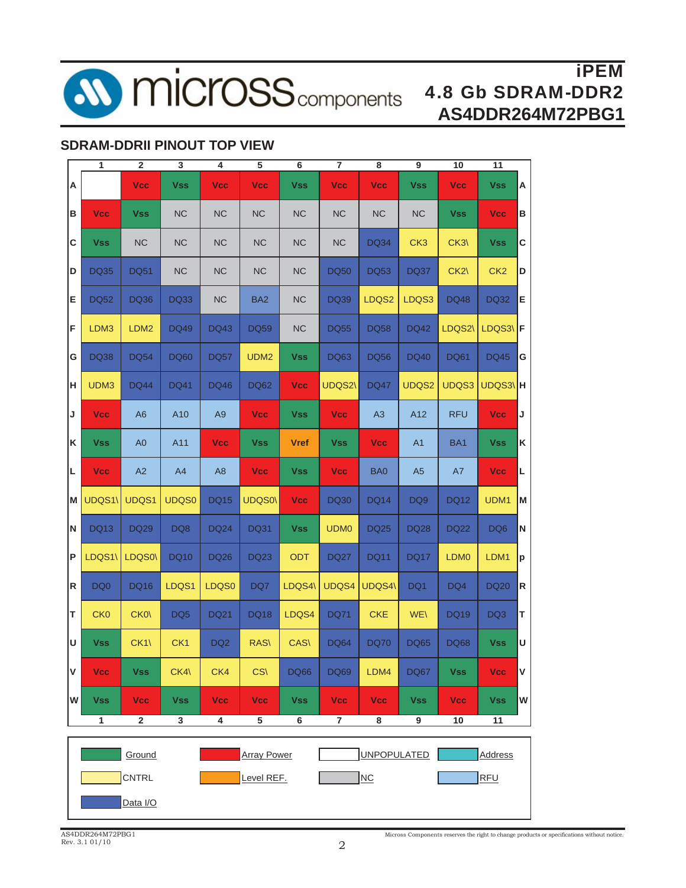## iPEM
## 4.8 Gb SDRAM-DDR2
## AS4DDR264M72PBG1

### SDRAM-DDRII PINOUT TOP VIEW

| | 1 | 2 | 3 | 4 | 5 | 6 | 7 | 8 | 9 | 10 | 11 | |
|---|---|---|---|---|---|---|---|---|---|---|---|---|
| A | | Vcc | Vss | Vcc | Vcc | Vss | Vcc | Vcc | Vss | Vcc | Vss | A |
| B | Vcc | Vss | NC | NC | NC | NC | NC | NC | NC | Vss | Vcc | B |
| C | Vss | NC | NC | NC | NC | NC | NC | DQ34 | CK3 | CK3\ | Vss | C |
| D | DQ35 | DQ51 | NC | NC | NC | NC | DQ50 | DQ53 | DQ37 | CK2\ | CK2 | D |
| E | DQ52 | DQ36 | DQ33 | NC | BA2 | NC | DQ39 | LDQS2 | LDQS3 | DQ48 | DQ32 | E |
| F | LDM3 | LDM2 | DQ49 | DQ43 | DQ59 | NC | DQ55 | DQ58 | DQ42 | LDQS2\ | LDQS3\ | F |
| G | DQ38 | DQ54 | DQ60 | DQ57 | UDM2 | Vss | DQ63 | DQ56 | DQ40 | DQ61 | DQ45 | G |
| H | UDM3 | DQ44 | DQ41 | DQ46 | DQ62 | Vcc | UDQS2\ | DQ47 | UDQS2 | UDQS3 | UDQS3\ | H |
| J | Vcc | A6 | A10 | A9 | Vcc | Vss | Vcc | A3 | A12 | RFU | Vcc | J |
| K | Vss | A0 | A11 | Vcc | Vss | Vref | Vss | Vcc | A1 | BA1 | Vss | K |
| L | Vcc | A2 | A4 | A8 | Vcc | Vss | Vcc | BA0 | A5 | A7 | Vcc | L |
| M | UDQS1\ | UDQS1 | UDQS0 | DQ15 | UDQS0\ | Vcc | DQ30 | DQ14 | DQ9 | DQ12 | UDM1 | M |
| N | DQ13 | DQ29 | DQ8 | DQ24 | DQ31 | Vss | UDM0 | DQ25 | DQ28 | DQ22 | DQ6 | N |
| P | LDQS1\ | LDQS0\ | DQ10 | DQ26 | DQ23 | ODT | DQ27 | DQ11 | DQ17 | LDM0 | LDM1 | P |
| R | DQ0 | DQ16 | LDQS1 | LDQS0 | DQ7 | LDQS4\ | UDQS4 | UDQS4\ | DQ1 | DQ4 | DQ20 | R |
| T | CK0 | CK0\ | DQ5 | DQ21 | DQ18 | LDQS4 | DQ71 | CKE | WE\ | DQ19 | DQ3 | T |
| U | Vss | CK1\ | CK1 | DQ2 | RAS\ | CAS\ | DQ64 | DQ70 | DQ65 | DQ68 | Vss | U |
| V | Vcc | Vss | CK4\ | CK4 | CS\ | DQ66 | DQ69 | LDM4 | DQ67 | Vss | Vcc | V |
| W | Vss | Vcc | Vss | Vcc | Vcc | Vss | Vcc | Vcc | Vss | Vcc | Vss | W |
| | 1 | 2 | 3 | 4 | 5 | 6 | 7 | 8 | 9 | 10 | 11 | |

Legend: Ground | Array Power | UNPOPULATED | Address | CNTRL | Level REF. | NC | RFU | Data I/O

AS4DDR264M72PBG1
Rev. 3.1 01/10

Micross Components reserves the right to change products or specifications without notice.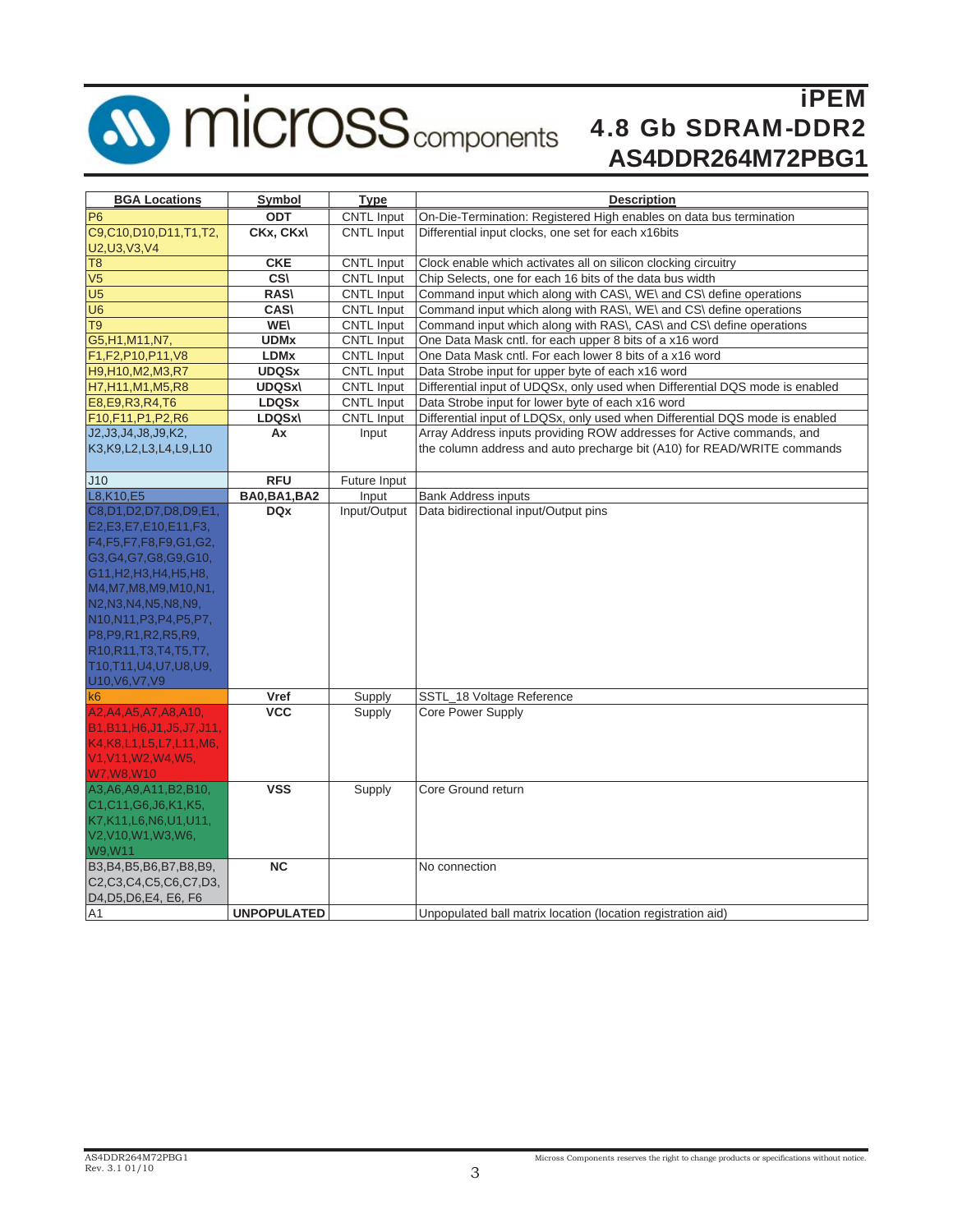| BGA Locations | Symbol | Type | Description |
|---|---|---|---|
| P6 | ODT | CNTL Input | On-Die-Termination: Registered High enables on data bus termination |
| C9,C10,D10,D11,T1,T2, U2,U3,V3,V4 | CKx, CKx\ | CNTL Input | Differential input clocks, one set for each x16bits |
| T8 | CKE | CNTL Input | Clock enable which activates all on silicon clocking circuitry |
| V5 | CS\ | CNTL Input | Chip Selects, one for each 16 bits of the data bus width |
| U5 | RAS\ | CNTL Input | Command input which along with CAS\, WE\ and CS\ define operations |
| U6 | CAS\ | CNTL Input | Command input which along with RAS\, WE\ and CS\ define operations |
| T9 | WE\ | CNTL Input | Command input which along with RAS\, CAS\ and CS\ define operations |
| G5,H1,M11,N7, | UDMx | CNTL Input | One Data Mask cntl. for each upper 8 bits of a x16 word |
| F1,F2,P10,P11,V8 | LDMx | CNTL Input | One Data Mask cntl. For each lower 8 bits of a x16 word |
| H9,H10,M2,M3,R7 | UDQSx | CNTL Input | Data Strobe input for upper byte of each x16 word |
| H7,H11,M1,M5,R8 | UDQSx\ | CNTL Input | Differential input of UDQSx, only used when Differential DQS mode is enabled |
| E8,E9,R3,R4,T6 | LDQSx | CNTL Input | Data Strobe input for lower byte of each x16 word |
| F10,F11,P1,P2,R6 | LDQSx\ | CNTL Input | Differential input of LDQSx, only used when Differential DQS mode is enabled |
| J2,J3,J4,J8,J9,K2, K3,K9,L2,L3,L4,L9,L10 | Ax | Input | Array Address inputs providing ROW addresses for Active commands, and the column address and auto precharge bit (A10) for READ/WRITE commands |
| J10 | RFU | Future Input | |
| L8,K10,E5 | BA0,BA1,BA2 | Input | Bank Address inputs |
| C8,D1,D2,D7,D8,D9,E1, E2,E3,E7,E10,E11,F3, F4,F5,F7,F8,F9,G1,G2, G3,G4,G7,G8,G9,G10, G11,H2,H3,H4,H5,H8, M4,M7,M8,M9,M10,N1, N2,N3,N4,N5,N8,N9, N10,N11,P3,P4,P5,P7, P8,P9,R1,R2,R5,R9, R10,R11,T3,T4,T5,T7, T10,T11,U4,U7,U8,U9, U10,V6,V7,V9 | DQx | Input/Output | Data bidirectional input/Output pins |
| k6 | Vref | Supply | SSTL_18 Voltage Reference |
| A2,A4,A5,A7,A8,A10, B1,B11,H6,J1,J5,J7,J11, K4,K8,L1,L5,L7,L11,M6, V1,V11,W2,W4,W5, W7,W8,W10 | VCC | Supply | Core Power Supply |
| A3,A6,A9,A11,B2,B10, C1,C11,G6,J6,K1,K5, K7,K11,L6,N6,U1,U11, V2,V10,W1,W3,W6, W9,W11 | VSS | Supply | Core Ground return |
| B3,B4,B5,B6,B7,B8,B9, C2,C3,C4,C5,C6,C7,D3, D4,D5,D6,E4, E6, F6 | NC | | No connection |
| A1 | UNPOPULATED | | Unpopulated ball matrix location (location registration aid) |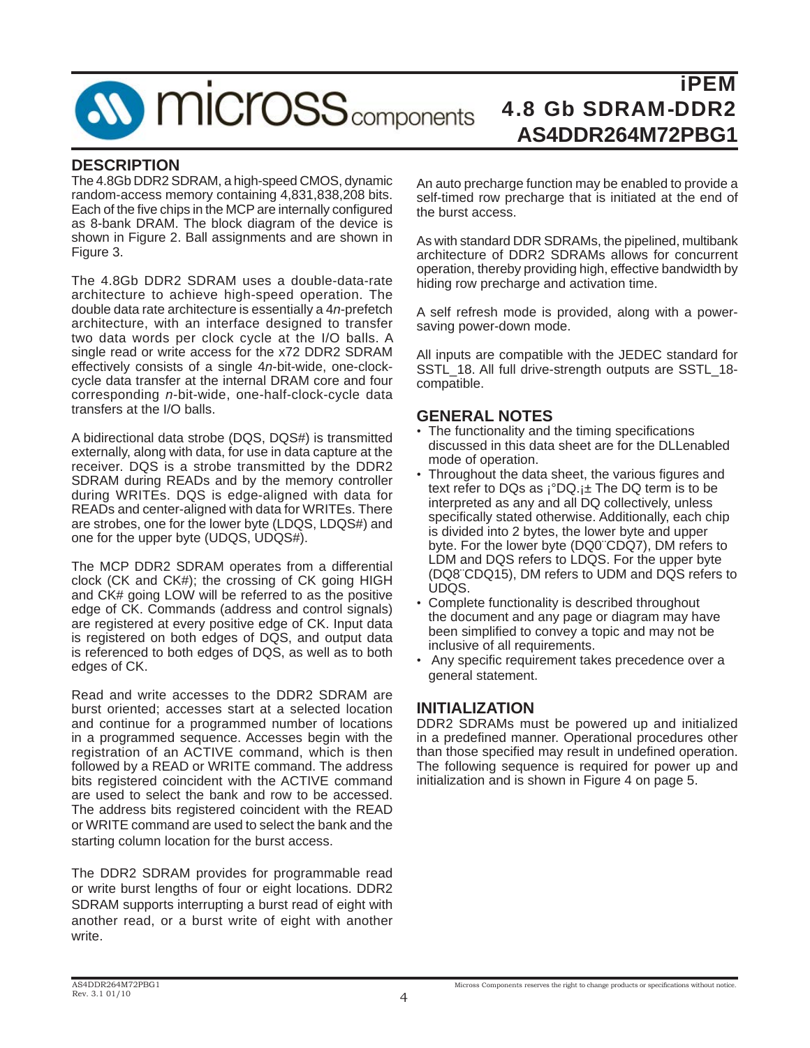## DESCRIPTION

The 4.8Gb DDR2 SDRAM, a high-speed CMOS, dynamic random-access memory containing 4,831,838,208 bits. Each of the five chips in the MCP are internally configured as 8-bank DRAM. The block diagram of the device is shown in Figure 2. Ball assignments and are shown in Figure 3.

The 4.8Gb DDR2 SDRAM uses a double-data-rate architecture to achieve high-speed operation. The double data rate architecture is essentially a 4*n*-prefetch architecture, with an interface designed to transfer two data words per clock cycle at the I/O balls. A single read or write access for the x72 DDR2 SDRAM effectively consists of a single 4*n*-bit-wide, one-clock-cycle data transfer at the internal DRAM core and four corresponding *n*-bit-wide, one-half-clock-cycle data transfers at the I/O balls.

A bidirectional data strobe (DQS, DQS#) is transmitted externally, along with data, for use in data capture at the receiver. DQS is a strobe transmitted by the DDR2 SDRAM during READs and by the memory controller during WRITEs. DQS is edge-aligned with data for READs and center-aligned with data for WRITEs. There are strobes, one for the lower byte (LDQS, LDQS#) and one for the upper byte (UDQS, UDQS#).

The MCP DDR2 SDRAM operates from a differential clock (CK and CK#); the crossing of CK going HIGH and CK# going LOW will be referred to as the positive edge of CK. Commands (address and control signals) are registered at every positive edge of CK. Input data is registered on both edges of DQS, and output data is referenced to both edges of DQS, as well as to both edges of CK.

Read and write accesses to the DDR2 SDRAM are burst oriented; accesses start at a selected location and continue for a programmed number of locations in a programmed sequence. Accesses begin with the registration of an ACTIVE command, which is then followed by a READ or WRITE command. The address bits registered coincident with the ACTIVE command are used to select the bank and row to be accessed. The address bits registered coincident with the READ or WRITE command are used to select the bank and the starting column location for the burst access.

The DDR2 SDRAM provides for programmable read or write burst lengths of four or eight locations. DDR2 SDRAM supports interrupting a burst read of eight with another read, or a burst write of eight with another write.

An auto precharge function may be enabled to provide a self-timed row precharge that is initiated at the end of the burst access.

As with standard DDR SDRAMs, the pipelined, multibank architecture of DDR2 SDRAMs allows for concurrent operation, thereby providing high, effective bandwidth by hiding row precharge and activation time.

A self refresh mode is provided, along with a power-saving power-down mode.

All inputs are compatible with the JEDEC standard for SSTL_18. All full drive-strength outputs are SSTL_18-compatible.

## GENERAL NOTES

- The functionality and the timing specifications discussed in this data sheet are for the DLLenabled mode of operation.
- Throughout the data sheet, the various figures and text refer to DQs as ¡°DQ.¡± The DQ term is to be interpreted as any and all DQ collectively, unless specifically stated otherwise. Additionally, each chip is divided into 2 bytes, the lower byte and upper byte. For the lower byte (DQ0¨CDQ7), DM refers to LDM and DQS refers to LDQS. For the upper byte (DQ8¨CDQ15), DM refers to UDM and DQS refers to UDQS.
- Complete functionality is described throughout the document and any page or diagram may have been simplified to convey a topic and may not be inclusive of all requirements.
- Any specific requirement takes precedence over a general statement.

## INITIALIZATION

DDR2 SDRAMs must be powered up and initialized in a predefined manner. Operational procedures other than those specified may result in undefined operation. The following sequence is required for power up and initialization and is shown in Figure 4 on page 5.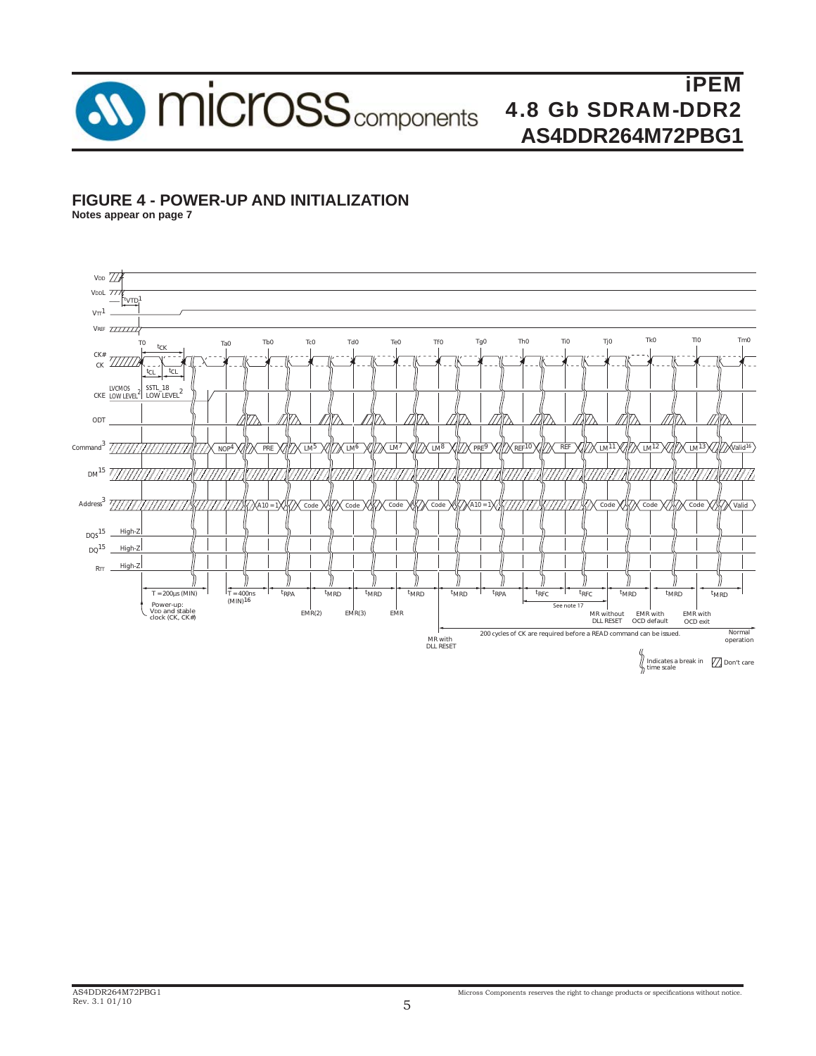## FIGURE 4 - POWER-UP AND INITIALIZATION

**Notes appear on page 7**

VDD, VDDL, $t_{VTD}$[1], VTT[1], VREF

T0, Ta0, Tb0, Tc0, Td0, Te0, Tf0, Tg0, Th0, Ti0, Tj0, Tk0, Tl0, Tm0

CK#, CK, $t_{CK}$, $t_{CL}$, $t_{CL}$

CKE: LVCMOS LOW LEVEL[2], SSTL_18 LOW LEVEL[2]

ODT

Command[3]: NOP[4], PRE, LM[5], LM[6], LM[7], LM[8], PRE[9], REF[10], REF, LM[11], LM[12], LM[13], Valid[16]

DM[15]

Address[3]: A10 = 1, Code, Code, Code, Code, A10 = 1, Code, Code, Code, Valid

DQS[15]: High-Z

DQ[15]: High-Z

RTT: High-Z

T = 200µs (MIN); T = 400ns (MIN)[16]; $t_{RPA}$; $t_{MRD}$; $t_{MRD}$; $t_{MRD}$; $t_{MRD}$; $t_{RPA}$; $t_{RFC}$; $t_{RFC}$; $t_{MRD}$; $t_{MRD}$; $t_{MRD}$

Power-up: VDD and stable clock (CK, CK#)

EMR(2), EMR(3), EMR, MR with DLL RESET, See note 17, MR without DLL RESET, EMR with OCD default, EMR with OCD exit

200 cycles of CK are required before a READ command can be issued. Normal operation

Indicates a break in time scale; Don't care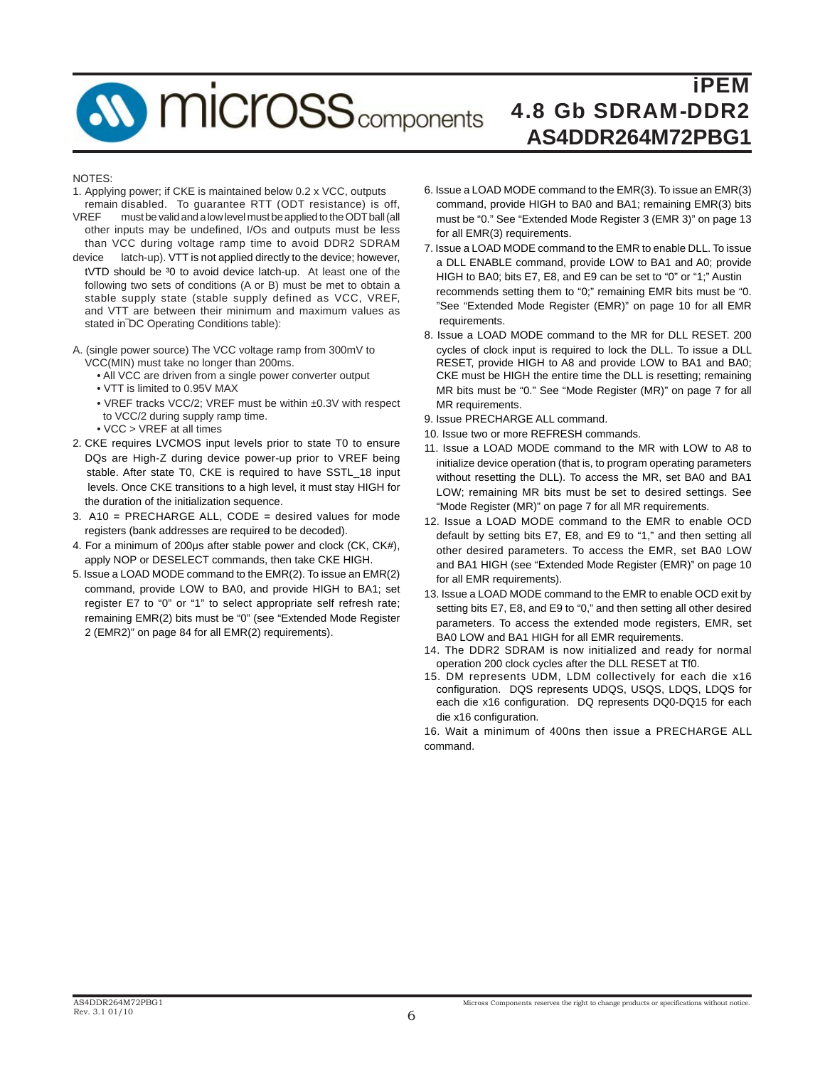NOTES:

1. Applying power; if CKE is maintained below 0.2 x VCC, outputs remain disabled. To guarantee RTT (ODT resistance) is off, VREF must be valid and a low level must be applied to the ODT ball (all other inputs may be undefined, I/Os and outputs must be less than VCC during voltage ramp time to avoid DDR2 SDRAM device latch-up). VTT is not applied directly to the device; however, tVTD should be ³0 to avoid device latch-up. At least one of the following two sets of conditions (A or B) must be met to obtain a stable supply state (stable supply defined as VCC, VREF, and VTT are between their minimum and maximum values as stated in DC Operating Conditions table):

A. (single power source) The VCC voltage ramp from 300mV to VCC(MIN) must take no longer than 200ms.
   - All VCC are driven from a single power converter output
   - VTT is limited to 0.95V MAX
   - VREF tracks VCC/2; VREF must be within ±0.3V with respect to VCC/2 during supply ramp time.
   - VCC > VREF at all times

2. CKE requires LVCMOS input levels prior to state T0 to ensure DQs are High-Z during device power-up prior to VREF being stable. After state T0, CKE is required to have SSTL_18 input levels. Once CKE transitions to a high level, it must stay HIGH for the duration of the initialization sequence.
3. A10 = PRECHARGE ALL, CODE = desired values for mode registers (bank addresses are required to be decoded).
4. For a minimum of 200µs after stable power and clock (CK, CK#), apply NOP or DESELECT commands, then take CKE HIGH.
5. Issue a LOAD MODE command to the EMR(2). To issue an EMR(2) command, provide LOW to BA0, and provide HIGH to BA1; set register E7 to "0" or "1" to select appropriate self refresh rate; remaining EMR(2) bits must be "0" (see "Extended Mode Register 2 (EMR2)" on page 84 for all EMR(2) requirements).
6. Issue a LOAD MODE command to the EMR(3). To issue an EMR(3) command, provide HIGH to BA0 and BA1; remaining EMR(3) bits must be "0." See "Extended Mode Register 3 (EMR 3)" on page 13 for all EMR(3) requirements.
7. Issue a LOAD MODE command to the EMR to enable DLL. To issue a DLL ENABLE command, provide LOW to BA1 and A0; provide HIGH to BA0; bits E7, E8, and E9 can be set to "0" or "1;" Austin recommends setting them to "0;" remaining EMR bits must be "0." "See "Extended Mode Register (EMR)" on page 10 for all EMR requirements.
8. Issue a LOAD MODE command to the MR for DLL RESET. 200 cycles of clock input is required to lock the DLL. To issue a DLL RESET, provide HIGH to A8 and provide LOW to BA1 and BA0; CKE must be HIGH the entire time the DLL is resetting; remaining MR bits must be "0." See "Mode Register (MR)" on page 7 for all MR requirements.
9. Issue PRECHARGE ALL command.
10. Issue two or more REFRESH commands.
11. Issue a LOAD MODE command to the MR with LOW to A8 to initialize device operation (that is, to program operating parameters without resetting the DLL). To access the MR, set BA0 and BA1 LOW; remaining MR bits must be set to desired settings. See "Mode Register (MR)" on page 7 for all MR requirements.
12. Issue a LOAD MODE command to the EMR to enable OCD default by setting bits E7, E8, and E9 to "1," and then setting all other desired parameters. To access the EMR, set BA0 LOW and BA1 HIGH (see "Extended Mode Register (EMR)" on page 10 for all EMR requirements).
13. Issue a LOAD MODE command to the EMR to enable OCD exit by setting bits E7, E8, and E9 to "0," and then setting all other desired parameters. To access the extended mode registers, EMR, set BA0 LOW and BA1 HIGH for all EMR requirements.
14. The DDR2 SDRAM is now initialized and ready for normal operation 200 clock cycles after the DLL RESET at Tf0.
15. DM represents UDM, LDM collectively for each die x16 configuration. DQS represents UDQS, USQS, LDQS, LDQS for each die x16 configuration. DQ represents DQ0-DQ15 for each die x16 configuration.
16. Wait a minimum of 400ns then issue a PRECHARGE ALL command.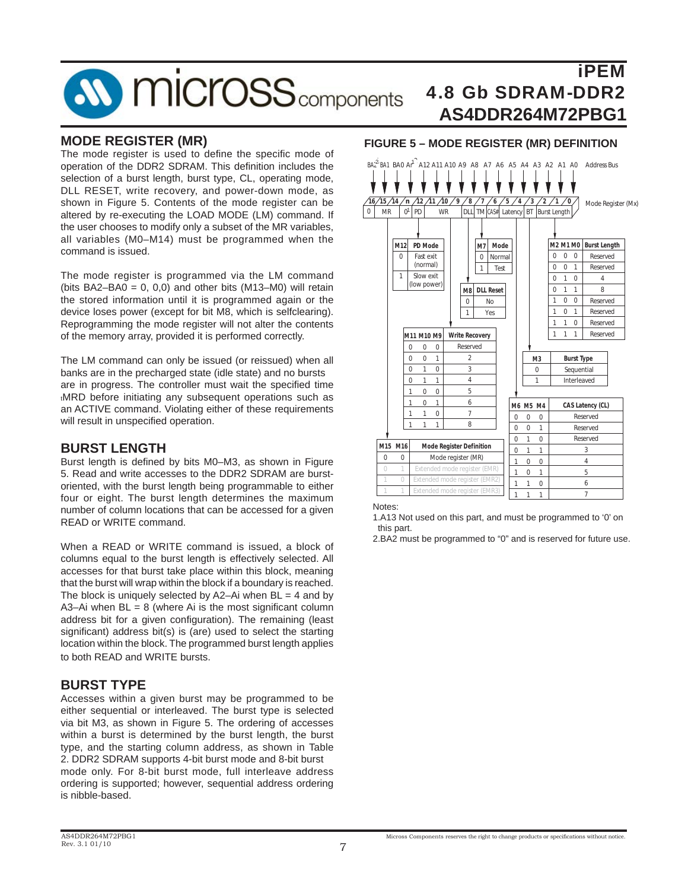## MODE REGISTER (MR)

The mode register is used to define the specific mode of operation of the DDR2 SDRAM. This definition includes the selection of a burst length, burst type, CL, operating mode, DLL RESET, write recovery, and power-down mode, as shown in Figure 5. Contents of the mode register can be altered by re-executing the LOAD MODE (LM) command. If the user chooses to modify only a subset of the MR variables, all variables (M0–M14) must be programmed when the command is issued.

The mode register is programmed via the LM command (bits BA2–BA0 = 0, 0,0) and other bits (M13–M0) will retain the stored information until it is programmed again or the device loses power (except for bit M8, which is selfclearing). Reprogramming the mode register will not alter the contents of the memory array, provided it is performed correctly.

The LM command can only be issued (or reissued) when all banks are in the precharged state (idle state) and no bursts are in progress. The controller must wait the specified time tMRD before initiating any subsequent operations such as an ACTIVE command. Violating either of these requirements will result in unspecified operation.

## BURST LENGTH

Burst length is defined by bits M0–M3, as shown in Figure 5. Read and write accesses to the DDR2 SDRAM are burst-oriented, with the burst length being programmable to either four or eight. The burst length determines the maximum number of column locations that can be accessed for a given READ or WRITE command.

When a READ or WRITE command is issued, a block of columns equal to the burst length is effectively selected. All accesses for that burst take place within this block, meaning that the burst will wrap within the block if a boundary is reached. The block is uniquely selected by A2–Ai when BL = 4 and by A3–Ai when BL = 8 (where Ai is the most significant column address bit for a given configuration). The remaining (least significant) address bit(s) is (are) used to select the starting location within the block. The programmed burst length applies to both READ and WRITE bursts.

## BURST TYPE

Accesses within a given burst may be programmed to be either sequential or interleaved. The burst type is selected via bit M3, as shown in Figure 5. The ordering of accesses within a burst is determined by the burst length, the burst type, and the starting column address, as shown in Table 2. DDR2 SDRAM supports 4-bit burst mode and 8-bit burst mode only. For 8-bit burst mode, full interleave address ordering is supported; however, sequential address ordering is nibble-based.

### FIGURE 5 – MODE REGISTER (MR) DEFINITION

Address Bus: BA2[2] BA1 BA0 A13[1] A12 A11 A10 A9 A8 A7 A6 A5 A4 A3 A2 A1 A0

Mode Register (Mx): 16 15 14 n 12 11 10 9 8 7 6 5 4 3 2 1 0

Fields: 0 | MR | 0[1] | PD | WR | DLL | TM | CAS# Latency | BT | Burst Length

| M12 | PD Mode |
|---|---|
| 0 | Fast exit (normal) |
| 1 | Slow exit (low power) |

| M7 | Mode |
|---|---|
| 0 | Normal |
| 1 | Test |

| M8 | DLL Reset |
|---|---|
| 0 | No |
| 1 | Yes |

| M2 M1 M0 | Burst Length |
|---|---|
| 0 0 0 | Reserved |
| 0 0 1 | Reserved |
| 0 1 0 | 4 |
| 0 1 1 | 8 |
| 1 0 0 | Reserved |
| 1 0 1 | Reserved |
| 1 1 0 | Reserved |
| 1 1 1 | Reserved |

| M11 M10 M9 | Write Recovery |
|---|---|
| 0 0 0 | Reserved |
| 0 0 1 | 2 |
| 0 1 0 | 3 |
| 0 1 1 | 4 |
| 1 0 0 | 5 |
| 1 0 1 | 6 |
| 1 1 0 | 7 |
| 1 1 1 | 8 |

| M3 | Burst Type |
|---|---|
| 0 | Sequential |
| 1 | Interleaved |

| M6 M5 M4 | CAS Latency (CL) |
|---|---|
| 0 0 0 | Reserved |
| 0 0 1 | Reserved |
| 0 1 0 | Reserved |
| 0 1 1 | 3 |
| 1 0 0 | 4 |
| 1 0 1 | 5 |
| 1 1 0 | 6 |
| 1 1 1 | 7 |

| M15 | M16 | Mode Register Definition |
|---|---|---|
| 0 | 0 | Mode register (MR) |
| 0 | 1 | Extended mode register (EMR) |
| 1 | 0 | Extended mode register (EMR2) |
| 1 | 1 | Extended mode register (EMR3) |

Notes:

1. A13 Not used on this part, and must be programmed to '0' on this part.
2. BA2 must be programmed to "0" and is reserved for future use.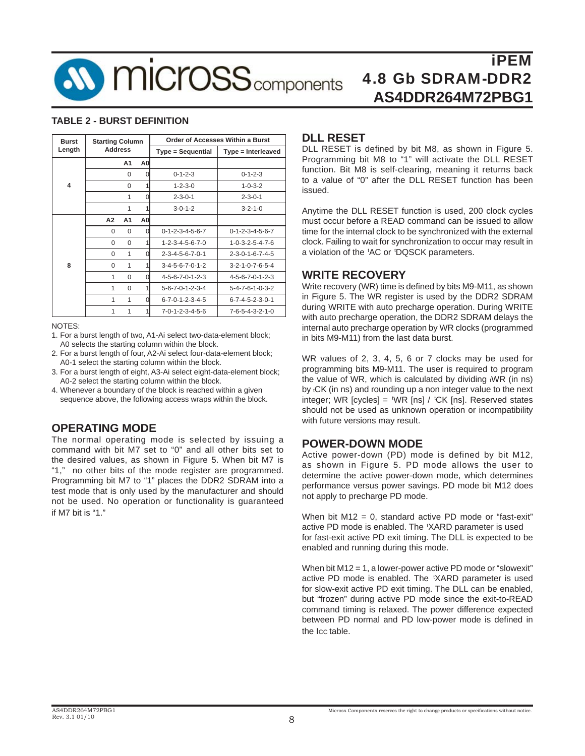### TABLE 2 - BURST DEFINITION

| Burst Length | Starting Column Address | | | Order of Accesses Within a Burst | |
|---|---|---|---|---|---|
| | | | | Type = Sequential | Type = Interleaved |
| 4 | | A1 | A0 | | |
| | | 0 | 0 | 0-1-2-3 | 0-1-2-3 |
| | | 0 | 1 | 1-2-3-0 | 1-0-3-2 |
| | | 1 | 0 | 2-3-0-1 | 2-3-0-1 |
| | | 1 | 1 | 3-0-1-2 | 3-2-1-0 |
| 8 | A2 | A1 | A0 | | |
| | 0 | 0 | 0 | 0-1-2-3-4-5-6-7 | 0-1-2-3-4-5-6-7 |
| | 0 | 0 | 1 | 1-2-3-4-5-6-7-0 | 1-0-3-2-5-4-7-6 |
| | 0 | 1 | 0 | 2-3-4-5-6-7-0-1 | 2-3-0-1-6-7-4-5 |
| | 0 | 1 | 1 | 3-4-5-6-7-0-1-2 | 3-2-1-0-7-6-5-4 |
| | 1 | 0 | 0 | 4-5-6-7-0-1-2-3 | 4-5-6-7-0-1-2-3 |
| | 1 | 0 | 1 | 5-6-7-0-1-2-3-4 | 5-4-7-6-1-0-3-2 |
| | 1 | 1 | 0 | 6-7-0-1-2-3-4-5 | 6-7-4-5-2-3-0-1 |
| | 1 | 1 | 1 | 7-0-1-2-3-4-5-6 | 7-6-5-4-3-2-1-0 |

NOTES:

1. For a burst length of two, A1-Ai select two-data-element block; A0 selects the starting column within the block.
2. For a burst length of four, A2-Ai select four-data-element block; A0-1 select the starting column within the block.
3. For a burst length of eight, A3-Ai select eight-data-element block; A0-2 select the starting column within the block.
4. Whenever a boundary of the block is reached within a given sequence above, the following access wraps within the block.

## OPERATING MODE

The normal operating mode is selected by issuing a command with bit M7 set to "0" and all other bits set to the desired values, as shown in Figure 5. When bit M7 is "1," no other bits of the mode register are programmed. Programming bit M7 to "1" places the DDR2 SDRAM into a test mode that is only used by the manufacturer and should not be used. No operation or functionality is guaranteed if M7 bit is "1."

## DLL RESET

DLL RESET is defined by bit M8, as shown in Figure 5. Programming bit M8 to "1" will activate the DLL RESET function. Bit M8 is self-clearing, meaning it returns back to a value of "0" after the DLL RESET function has been issued.

Anytime the DLL RESET function is used, 200 clock cycles must occur before a READ command can be issued to allow time for the internal clock to be synchronized with the external clock. Failing to wait for synchronization to occur may result in a violation of the $^tAC$ or $^tDQSCK$ parameters.

## WRITE RECOVERY

Write recovery (WR) time is defined by bits M9-M11, as shown in Figure 5. The WR register is used by the DDR2 SDRAM during WRITE with auto precharge operation. During WRITE with auto precharge operation, the DDR2 SDRAM delays the internal auto precharge operation by WR clocks (programmed in bits M9-M11) from the last data burst.

WR values of 2, 3, 4, 5, 6 or 7 clocks may be used for programming bits M9-M11. The user is required to program the value of WR, which is calculated by dividing $^tWR$ (in ns) by $^tCK$ (in ns) and rounding up a non integer value to the next integer; WR [cycles] = $^tWR$ [ns] / $^tCK$ [ns]. Reserved states should not be used as unknown operation or incompatibility with future versions may result.

## POWER-DOWN MODE

Active power-down (PD) mode is defined by bit M12, as shown in Figure 5. PD mode allows the user to determine the active power-down mode, which determines performance versus power savings. PD mode bit M12 does not apply to precharge PD mode.

When bit M12 = 0, standard active PD mode or "fast-exit" active PD mode is enabled. The $^tXARD$ parameter is used for fast-exit active PD exit timing. The DLL is expected to be enabled and running during this mode.

When bit M12 = 1, a lower-power active PD mode or "slowexit" active PD mode is enabled. The $^tXARD$ parameter is used for slow-exit active PD exit timing. The DLL can be enabled, but "frozen" during active PD mode since the exit-to-READ command timing is relaxed. The power difference expected between PD normal and PD low-power mode is defined in the $I_{CC}$ table.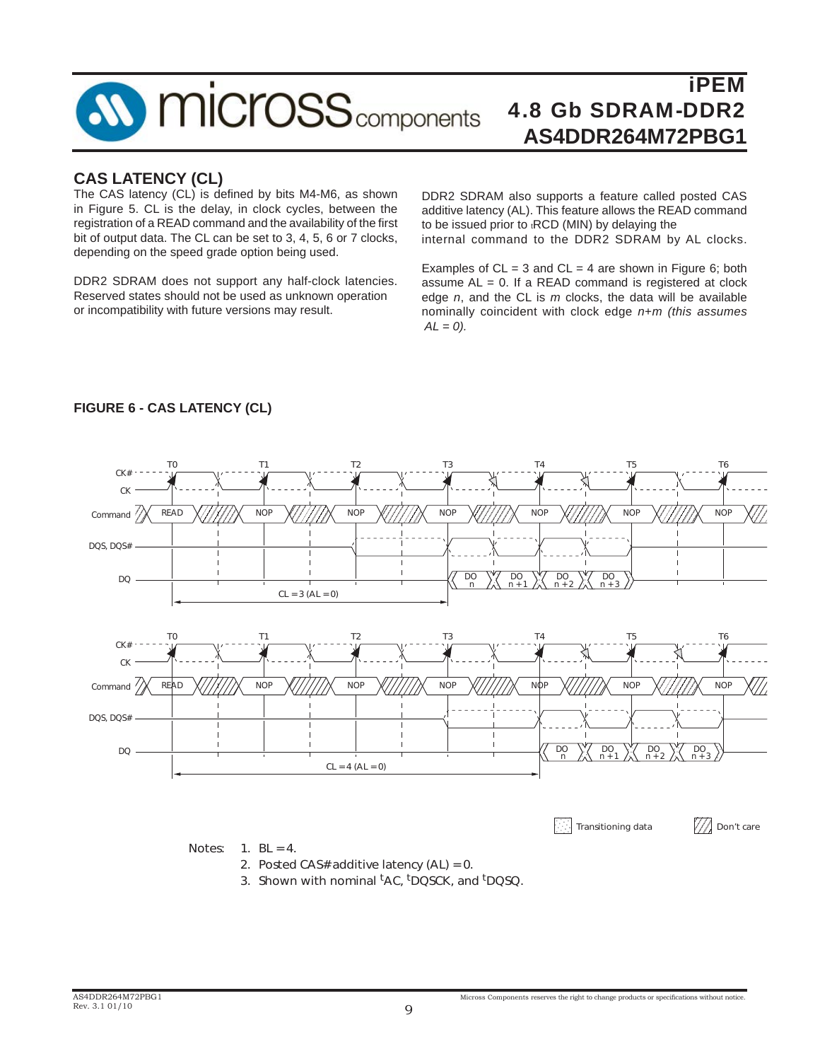## CAS LATENCY (CL)

The CAS latency (CL) is defined by bits M4-M6, as shown in Figure 5. CL is the delay, in clock cycles, between the registration of a READ command and the availability of the first bit of output data. The CL can be set to 3, 4, 5, 6 or 7 clocks, depending on the speed grade option being used.

DDR2 SDRAM does not support any half-clock latencies. Reserved states should not be used as unknown operation or incompatibility with future versions may result.

DDR2 SDRAM also supports a feature called posted CAS additive latency (AL). This feature allows the READ command to be issued prior to tRCD (MIN) by delaying the internal command to the DDR2 SDRAM by AL clocks.

Examples of CL = 3 and CL = 4 are shown in Figure 6; both assume AL = 0. If a READ command is registered at clock edge *n*, and the CL is *m* clocks, the data will be available nominally coincident with clock edge *n+m (this assumes AL = 0).*

### FIGURE 6 - CAS LATENCY (CL)

Notes:
1. BL = 4.
2. Posted CAS# additive latency (AL) = 0.
3. Shown with nominal tAC, tDQSCK, and tDQSQ.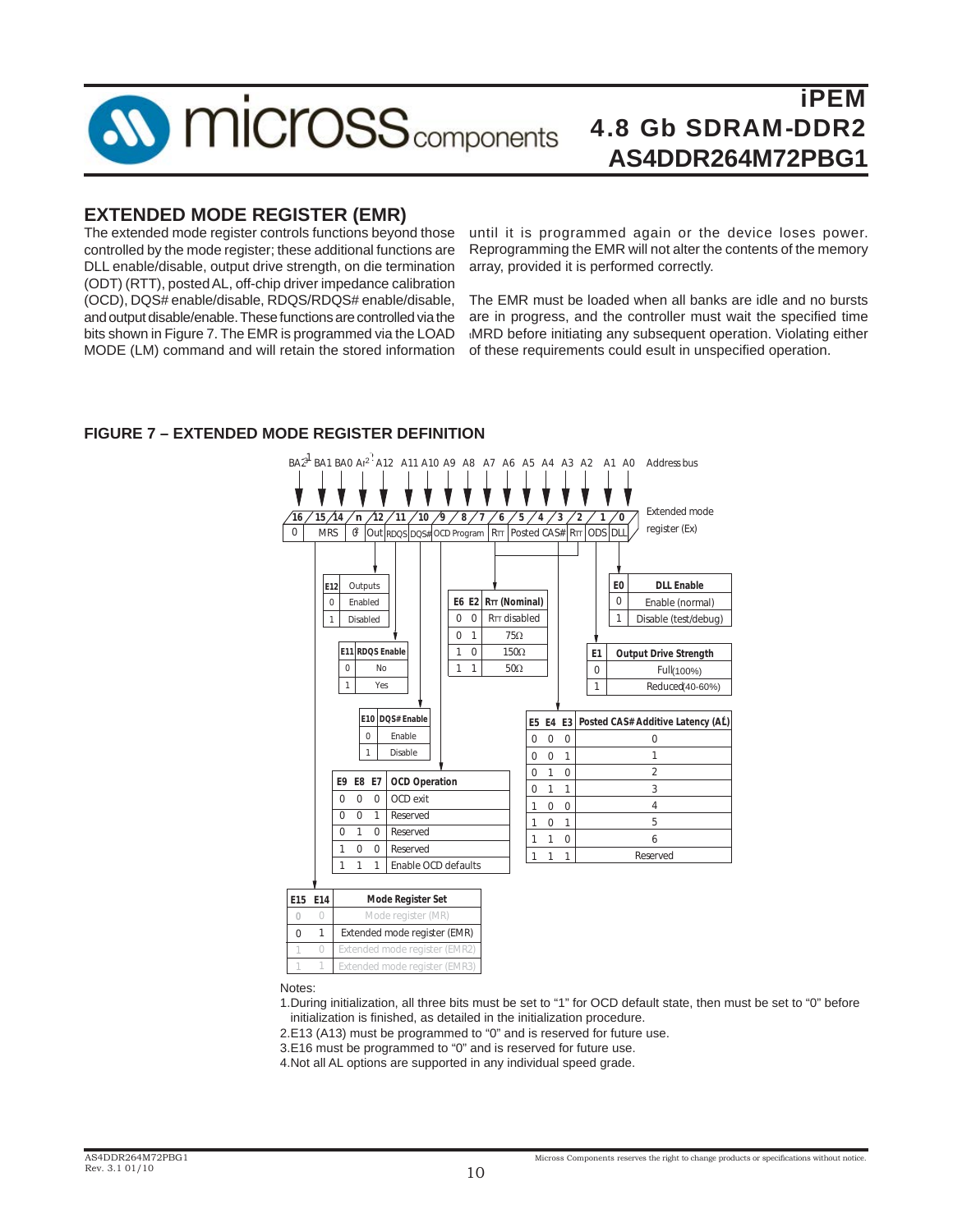## EXTENDED MODE REGISTER (EMR)

The extended mode register controls functions beyond those controlled by the mode register; these additional functions are DLL enable/disable, output drive strength, on die termination (ODT) (RTT), posted AL, off-chip driver impedance calibration (OCD), DQS# enable/disable, RDQS/RDQS# enable/disable, and output disable/enable. These functions are controlled via the bits shown in Figure 7. The EMR is programmed via the LOAD MODE (LM) command and will retain the stored information until it is programmed again or the device loses power. Reprogramming the EMR will not alter the contents of the memory array, provided it is performed correctly.

The EMR must be loaded when all banks are idle and no bursts are in progress, and the controller must wait the specified time tMRD before initiating any subsequent operation. Violating either of these requirements could esult in unspecified operation.

### FIGURE 7 – EXTENDED MODE REGISTER DEFINITION

Address bus: BA2[1] BA1 BA0 A13[2] A12 A11 A10 A9 A8 A7 A6 A5 A4 A3 A2 A1 A0

Extended mode register (Ex):

| 16 | 15 | 14 | n | 12 | 11 | 10 | 9 | 8 | 7 | 6 | 5 | 4 | 3 | 2 | 1 | 0 |
|---|---|---|---|---|---|---|---|---|---|---|---|---|---|---|---|---|
| 0 | MRS | | 0[3] | Out | RDQS | DQS# | OCD Program | | | RTT | Posted CAS# | | | RTT | ODS | DLL |

| E12 | Outputs |
|---|---|
| 0 | Enabled |
| 1 | Disabled |

| E11 | RDQS Enable |
|---|---|
| 0 | No |
| 1 | Yes |

| E10 | DQS# Enable |
|---|---|
| 0 | Enable |
| 1 | Disable |

| E9 | E8 | E7 | OCD Operation |
|---|---|---|---|
| 0 | 0 | 0 | OCD exit |
| 0 | 0 | 1 | Reserved |
| 0 | 1 | 0 | Reserved |
| 1 | 0 | 0 | Reserved |
| 1 | 1 | 1 | Enable OCD defaults |

| E6 | E2 | RTT (Nominal) |
|---|---|---|
| 0 | 0 | RTT disabled |
| 0 | 1 | 75Ω |
| 1 | 0 | 150Ω |
| 1 | 1 | 50Ω |

| E0 | DLL Enable |
|---|---|
| 0 | Enable (normal) |
| 1 | Disable (test/debug) |

| E1 | Output Drive Strength |
|---|---|
| 0 | Full(100%) |
| 1 | Reduced(40-60%) |

| E5 | E4 | E3 | Posted CAS# Additive Latency (AL) |
|---|---|---|---|
| 0 | 0 | 0 | 0 |
| 0 | 0 | 1 | 1 |
| 0 | 1 | 0 | 2 |
| 0 | 1 | 1 | 3 |
| 1 | 0 | 0 | 4 |
| 1 | 0 | 1 | 5 |
| 1 | 1 | 0 | 6 |
| 1 | 1 | 1 | Reserved |

| E15 | E14 | Mode Register Set |
|---|---|---|
| 0 | 0 | Mode register (MR) |
| 0 | 1 | Extended mode register (EMR) |
| 1 | 0 | Extended mode register (EMR2) |
| 1 | 1 | Extended mode register (EMR3) |

Notes:

1. During initialization, all three bits must be set to "1" for OCD default state, then must be set to "0" before initialization is finished, as detailed in the initialization procedure.
2. E13 (A13) must be programmed to "0" and is reserved for future use.
3. E16 must be programmed to "0" and is reserved for future use.
4. Not all AL options are supported in any individual speed grade.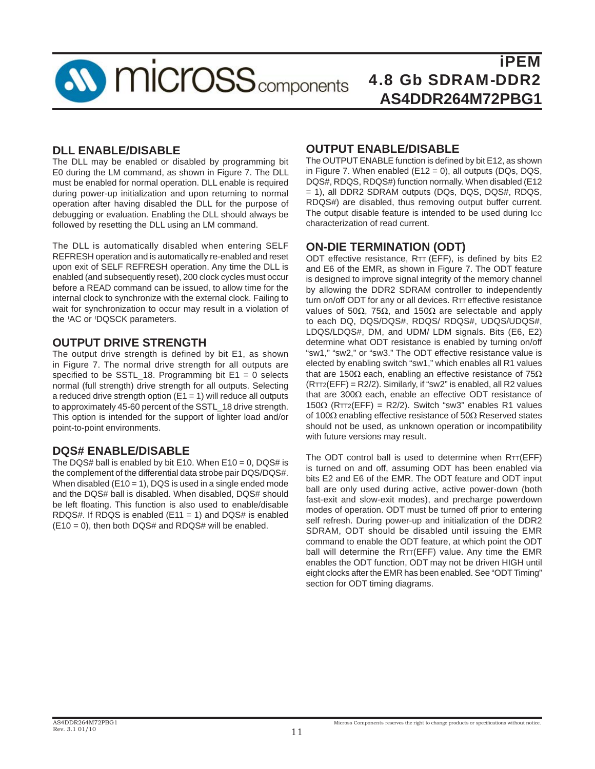## DLL ENABLE/DISABLE

The DLL may be enabled or disabled by programming bit E0 during the LM command, as shown in Figure 7. The DLL must be enabled for normal operation. DLL enable is required during power-up initialization and upon returning to normal operation after having disabled the DLL for the purpose of debugging or evaluation. Enabling the DLL should always be followed by resetting the DLL using an LM command.

The DLL is automatically disabled when entering SELF REFRESH operation and is automatically re-enabled and reset upon exit of SELF REFRESH operation. Any time the DLL is enabled (and subsequently reset), 200 clock cycles must occur before a READ command can be issued, to allow time for the internal clock to synchronize with the external clock. Failing to wait for synchronization to occur may result in a violation of the tAC or tDQSCK parameters.

## OUTPUT DRIVE STRENGTH

The output drive strength is defined by bit E1, as shown in Figure 7. The normal drive strength for all outputs are specified to be SSTL_18. Programming bit E1 = 0 selects normal (full strength) drive strength for all outputs. Selecting a reduced drive strength option (E1 = 1) will reduce all outputs to approximately 45-60 percent of the SSTL_18 drive strength. This option is intended for the support of lighter load and/or point-to-point environments.

## DQS# ENABLE/DISABLE

The DQS# ball is enabled by bit E10. When E10 = 0, DQS# is the complement of the differential data strobe pair DQS/DQS#. When disabled (E10 = 1), DQS is used in a single ended mode and the DQS# ball is disabled. When disabled, DQS# should be left floating. This function is also used to enable/disable RDQS#. If RDQS is enabled (E11 = 1) and DQS# is enabled (E10 = 0), then both DQS# and RDQS# will be enabled.

## OUTPUT ENABLE/DISABLE

The OUTPUT ENABLE function is defined by bit E12, as shown in Figure 7. When enabled (E12 = 0), all outputs (DQs, DQS, DQS#, RDQS, RDQS#) function normally. When disabled (E12 = 1), all DDR2 SDRAM outputs (DQs, DQS, DQS#, RDQS, RDQS#) are disabled, thus removing output buffer current. The output disable feature is intended to be used during $I_{CC}$ characterization of read current.

## ON-DIE TERMINATION (ODT)

ODT effective resistance, $R_{TT}$ (EFF), is defined by bits E2 and E6 of the EMR, as shown in Figure 7. The ODT feature is designed to improve signal integrity of the memory channel by allowing the DDR2 SDRAM controller to independently turn on/off ODT for any or all devices. $R_{TT}$ effective resistance values of 50Ω, 75Ω, and 150Ω are selectable and apply to each DQ, DQS/DQS#, RDQS/ RDQS#, UDQS/UDQS#, LDQS/LDQS#, DM, and UDM/ LDM signals. Bits (E6, E2) determine what ODT resistance is enabled by turning on/off "sw1," "sw2," or "sw3." The ODT effective resistance value is elected by enabling switch "sw1," which enables all R1 values that are 150Ω each, enabling an effective resistance of 75Ω ($R_{TT2}$(EFF) = R2/2). Similarly, if "sw2" is enabled, all R2 values that are 300Ω each, enable an effective ODT resistance of 150Ω ($R_{TT2}$(EFF) = R2/2). Switch "sw3" enables R1 values of 100Ω enabling effective resistance of 50Ω Reserved states should not be used, as unknown operation or incompatibility with future versions may result.

The ODT control ball is used to determine when $R_{TT}$(EFF) is turned on and off, assuming ODT has been enabled via bits E2 and E6 of the EMR. The ODT feature and ODT input ball are only used during active, active power-down (both fast-exit and slow-exit modes), and precharge powerdown modes of operation. ODT must be turned off prior to entering self refresh. During power-up and initialization of the DDR2 SDRAM, ODT should be disabled until issuing the EMR command to enable the ODT feature, at which point the ODT ball will determine the $R_{TT}$(EFF) value. Any time the EMR enables the ODT function, ODT may not be driven HIGH until eight clocks after the EMR has been enabled. See "ODT Timing" section for ODT timing diagrams.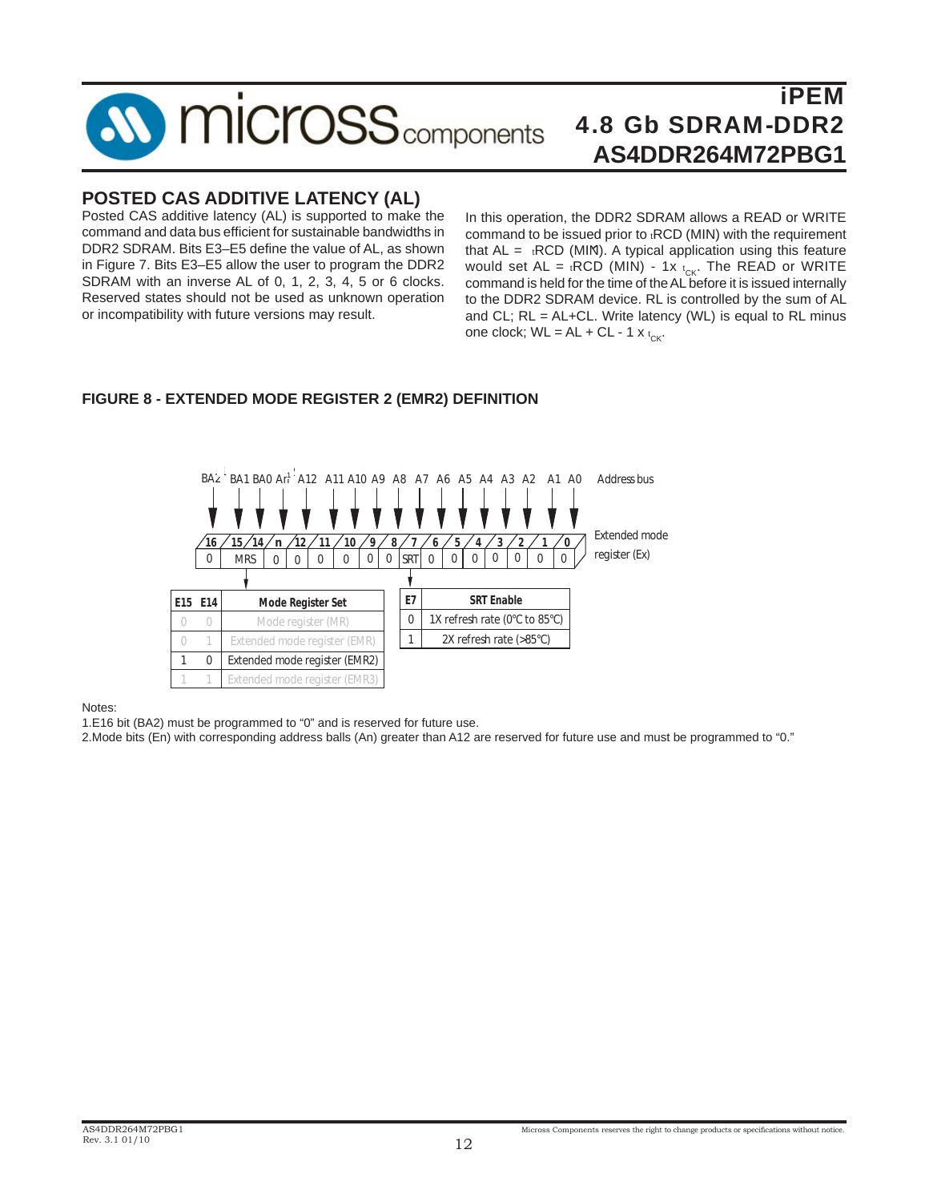## POSTED CAS ADDITIVE LATENCY (AL)

Posted CAS additive latency (AL) is supported to make the command and data bus efficient for sustainable bandwidths in DDR2 SDRAM. Bits E3–E5 define the value of AL, as shown in Figure 7. Bits E3–E5 allow the user to program the DDR2 SDRAM with an inverse AL of 0, 1, 2, 3, 4, 5 or 6 clocks. Reserved states should not be used as unknown operation or incompatibility with future versions may result.

In this operation, the DDR2 SDRAM allows a READ or WRITE command to be issued prior to $t_{RCD}$ (MIN) with the requirement that AL = $t_{RCD}$ (MIN). A typical application using this feature would set AL = $t_{RCD}$ (MIN) - 1x $t_{CK}$. The READ or WRITE command is held for the time of the AL before it is issued internally to the DDR2 SDRAM device. RL is controlled by the sum of AL and CL; RL = AL+CL. Write latency (WL) is equal to RL minus one clock; WL = AL + CL - 1 x $t_{CK}$.

### FIGURE 8 - EXTENDED MODE REGISTER 2 (EMR2) DEFINITION

Address bus: BA2[1] BA1 BA0 An[2] A12 A11 A10 A9 A8 A7 A6 A5 A4 A3 A2 A1 A0

Extended mode register (Ex):

| 16 | 15 | 14 | n | 12 | 11 | 10 | 9 | 8 | 7 | 6 | 5 | 4 | 3 | 2 | 1 | 0 |
|---|---|---|---|---|---|---|---|---|---|---|---|---|---|---|---|---|
| 0 | MRS | | 0 | 0 | 0 | 0 | 0 | 0 | SRT | 0 | 0 | 0 | 0 | 0 | 0 | 0 |

| E15 | E14 | Mode Register Set |
|---|---|---|
| 0 | 0 | Mode register (MR) |
| 0 | 1 | Extended mode register (EMR) |
| 1 | 0 | Extended mode register (EMR2) |
| 1 | 1 | Extended mode register (EMR3) |

| E7 | SRT Enable |
|---|---|
| 0 | 1X refresh rate (0°C to 85°C) |
| 1 | 2X refresh rate (>85°C) |

Notes:

1. E16 bit (BA2) must be programmed to "0" and is reserved for future use.
2. Mode bits (En) with corresponding address balls (An) greater than A12 are reserved for future use and must be programmed to "0."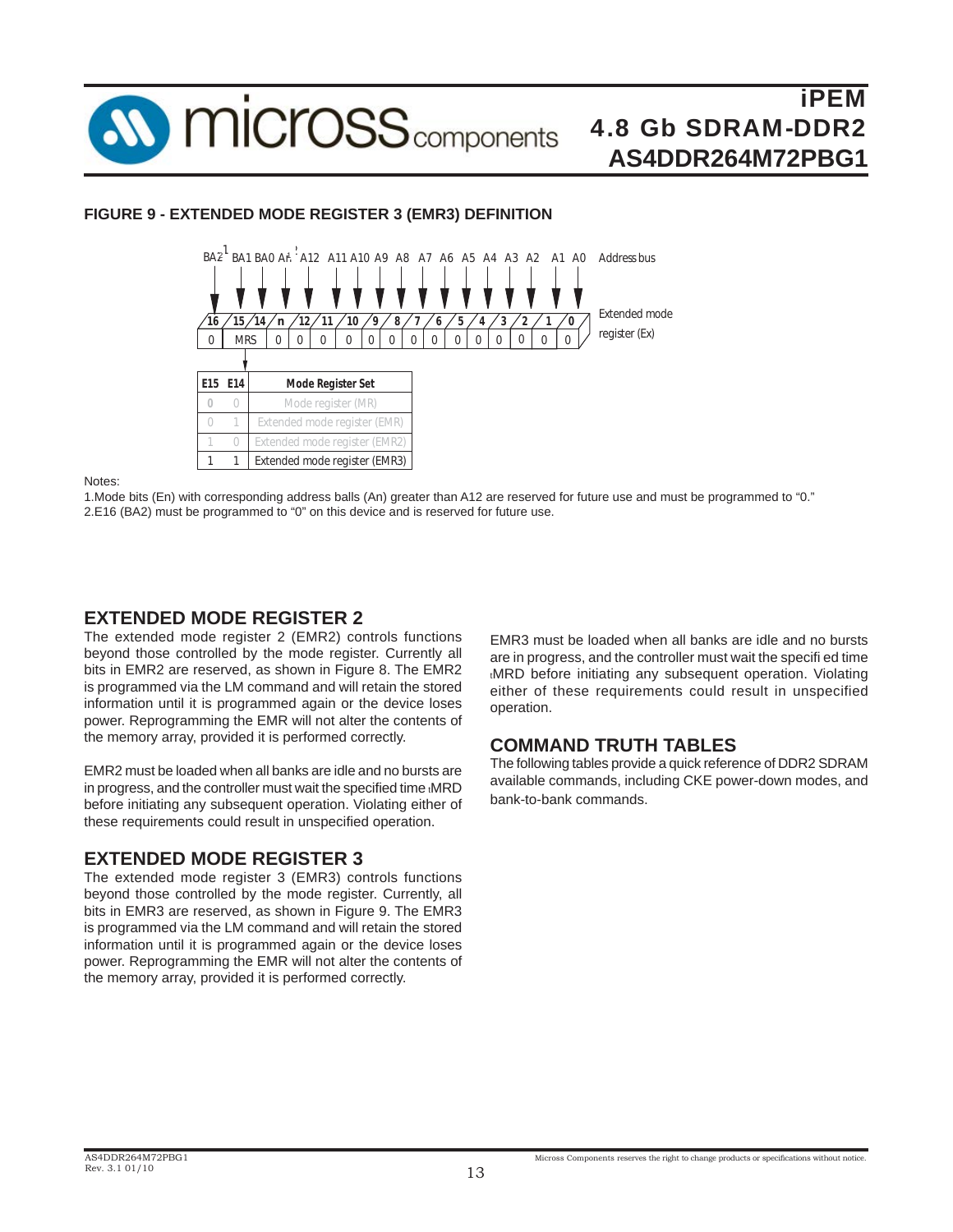#### FIGURE 9 - EXTENDED MODE REGISTER 3 (EMR3) DEFINITION

| BA2[1] | BA1 | BA0 | An[1] | A12 | A11 | A10 | A9 | A8 | A7 | A6 | A5 | A4 | A3 | A2 | A1 | A0 | Address bus |
|---|---|---|---|---|---|---|---|---|---|---|---|---|---|---|---|---|---|
| 16 | 15 | 14 | n | 12 | 11 | 10 | 9 | 8 | 7 | 6 | 5 | 4 | 3 | 2 | 1 | 0 | Extended mode register (Ex) |
| 0 | MRS | | 0 | 0 | 0 | 0 | 0 | 0 | 0 | 0 | 0 | 0 | 0 | 0 | 0 | 0 | |

| E15 | E14 | Mode Register Set |
|---|---|---|
| 0 | 0 | Mode register (MR) |
| 0 | 1 | Extended mode register (EMR) |
| 1 | 0 | Extended mode register (EMR2) |
| 1 | 1 | Extended mode register (EMR3) |

Notes:

1. Mode bits (En) with corresponding address balls (An) greater than A12 are reserved for future use and must be programmed to "0."
2. E16 (BA2) must be programmed to "0" on this device and is reserved for future use.

## EXTENDED MODE REGISTER 2

The extended mode register 2 (EMR2) controls functions beyond those controlled by the mode register. Currently all bits in EMR2 are reserved, as shown in Figure 8. The EMR2 is programmed via the LM command and will retain the stored information until it is programmed again or the device loses power. Reprogramming the EMR will not alter the contents of the memory array, provided it is performed correctly.

EMR2 must be loaded when all banks are idle and no bursts are in progress, and the controller must wait the specified time $t_{MRD}$ before initiating any subsequent operation. Violating either of these requirements could result in unspecified operation.

## EXTENDED MODE REGISTER 3

The extended mode register 3 (EMR3) controls functions beyond those controlled by the mode register. Currently, all bits in EMR3 are reserved, as shown in Figure 9. The EMR3 is programmed via the LM command and will retain the stored information until it is programmed again or the device loses power. Reprogramming the EMR will not alter the contents of the memory array, provided it is performed correctly.

EMR3 must be loaded when all banks are idle and no bursts are in progress, and the controller must wait the specified time $t_{MRD}$ before initiating any subsequent operation. Violating either of these requirements could result in unspecified operation.

## COMMAND TRUTH TABLES

The following tables provide a quick reference of DDR2 SDRAM available commands, including CKE power-down modes, and bank-to-bank commands.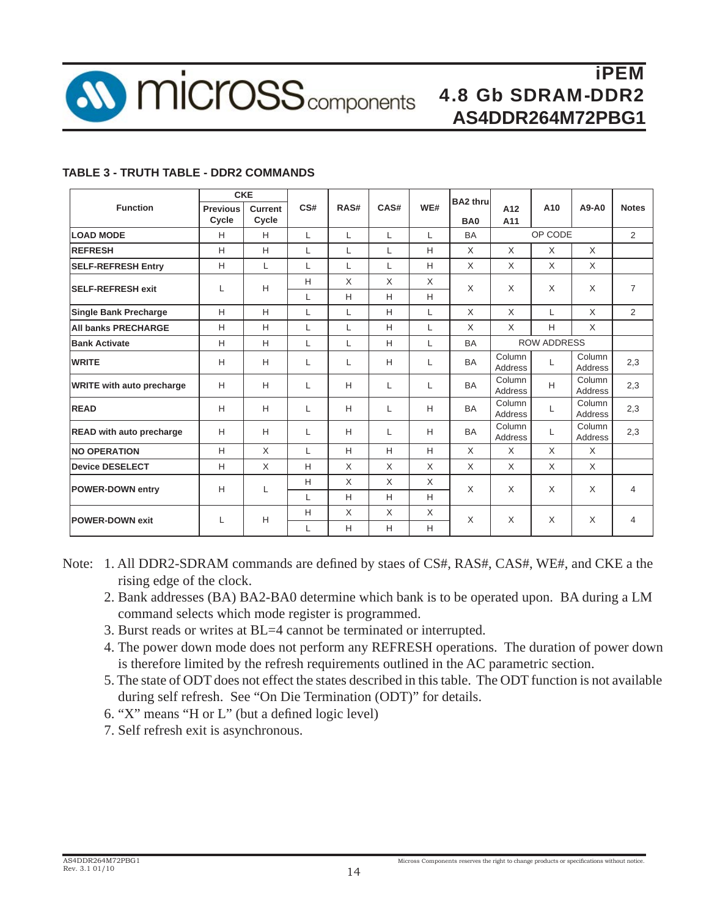#### TABLE 3 - TRUTH TABLE - DDR2 COMMANDS

| Function | CKE | | CS# | RAS# | CAS# | WE# | BA2 thru BA0 | A12 A11 | A10 | A9-A0 | Notes |
|---|---|---|---|---|---|---|---|---|---|---|---|
| | Previous Cycle | Current Cycle | | | | | | | | | |
| **LOAD MODE** | H | H | L | L | L | L | BA | OP CODE | | | 2 |
| **REFRESH** | H | H | L | L | L | H | X | X | X | X | |
| **SELF-REFRESH Entry** | H | L | L | L | L | H | X | X | X | X | |
| **SELF-REFRESH exit** | L | H | H | X | X | X | X | X | X | X | 7 |
| | | | L | H | H | H | | | | | |
| **Single Bank Precharge** | H | H | L | L | H | L | X | X | L | X | 2 |
| **All banks PRECHARGE** | H | H | L | L | H | L | X | X | H | X | |
| **Bank Activate** | H | H | L | L | H | L | BA | ROW ADDRESS | | | |
| **WRITE** | H | H | L | L | H | L | BA | Column Address | L | Column Address | 2,3 |
| **WRITE with auto precharge** | H | H | L | H | L | L | BA | Column Address | H | Column Address | 2,3 |
| **READ** | H | H | L | H | L | H | BA | Column Address | L | Column Address | 2,3 |
| **READ with auto precharge** | H | H | L | H | L | H | BA | Column Address | L | Column Address | 2,3 |
| **NO OPERATION** | H | X | L | H | H | H | X | X | X | X | |
| **Device DESELECT** | H | X | H | X | X | X | X | X | X | X | |
| **POWER-DOWN entry** | H | L | H | X | X | X | X | X | X | X | 4 |
| | | | L | H | H | H | | | | | |
| **POWER-DOWN exit** | L | H | H | X | X | X | X | X | X | X | 4 |
| | | | L | H | H | H | | | | | |

Note:
1. All DDR2-SDRAM commands are defined by staes of CS#, RAS#, CAS#, WE#, and CKE a the rising edge of the clock.
2. Bank addresses (BA) BA2-BA0 determine which bank is to be operated upon. BA during a LM command selects which mode register is programmed.
3. Burst reads or writes at BL=4 cannot be terminated or interrupted.
4. The power down mode does not perform any REFRESH operations. The duration of power down is therefore limited by the refresh requirements outlined in the AC parametric section.
5. The state of ODT does not effect the states described in this table. The ODT function is not available during self refresh. See "On Die Termination (ODT)" for details.
6. "X" means "H or L" (but a defined logic level)
7. Self refresh exit is asynchronous.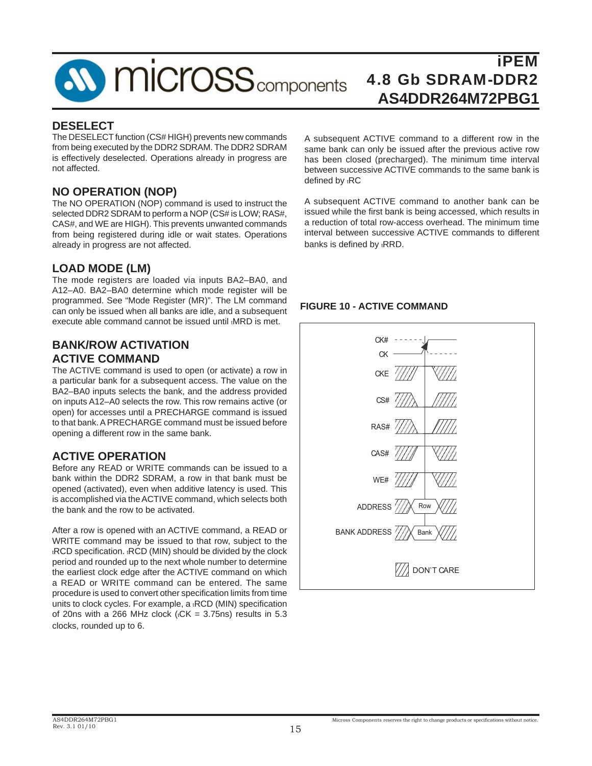## DESELECT

The DESELECT function (CS# HIGH) prevents new commands from being executed by the DDR2 SDRAM. The DDR2 SDRAM is effectively deselected. Operations already in progress are not affected.

## NO OPERATION (NOP)

The NO OPERATION (NOP) command is used to instruct the selected DDR2 SDRAM to perform a NOP (CS# is LOW; RAS#, CAS#, and WE are HIGH). This prevents unwanted commands from being registered during idle or wait states. Operations already in progress are not affected.

## LOAD MODE (LM)

The mode registers are loaded via inputs BA2–BA0, and A12–A0. BA2–BA0 determine which mode register will be programmed. See "Mode Register (MR)". The LM command can only be issued when all banks are idle, and a subsequent execute able command cannot be issued until $_t$MRD is met.

## BANK/ROW ACTIVATION ACTIVE COMMAND

The ACTIVE command is used to open (or activate) a row in a particular bank for a subsequent access. The value on the BA2–BA0 inputs selects the bank, and the address provided on inputs A12–A0 selects the row. This row remains active (or open) for accesses until a PRECHARGE command is issued to that bank. A PRECHARGE command must be issued before opening a different row in the same bank.

## ACTIVE OPERATION

Before any READ or WRITE commands can be issued to a bank within the DDR2 SDRAM, a row in that bank must be opened (activated), even when additive latency is used. This is accomplished via the ACTIVE command, which selects both the bank and the row to be activated.

After a row is opened with an ACTIVE command, a READ or WRITE command may be issued to that row, subject to the $_t$RCD specification. $_t$RCD (MIN) should be divided by the clock period and rounded up to the next whole number to determine the earliest clock edge after the ACTIVE command on which a READ or WRITE command can be entered. The same procedure is used to convert other specification limits from time units to clock cycles. For example, a $_t$RCD (MIN) specification of 20ns with a 266 MHz clock ($_t$CK = 3.75ns) results in 5.3 clocks, rounded up to 6.

A subsequent ACTIVE command to a different row in the same bank can only be issued after the previous active row has been closed (precharged). The minimum time interval between successive ACTIVE commands to the same bank is defined by $_t$RC

A subsequent ACTIVE command to another bank can be issued while the first bank is being accessed, which results in a reduction of total row-access overhead. The minimum time interval between successive ACTIVE commands to different banks is defined by $_t$RRD.

**FIGURE 10 - ACTIVE COMMAND**

CK#, CK, CKE, CS#, RAS#, CAS#, WE#, ADDRESS (Row), BANK ADDRESS (Bank)

DON'T CARE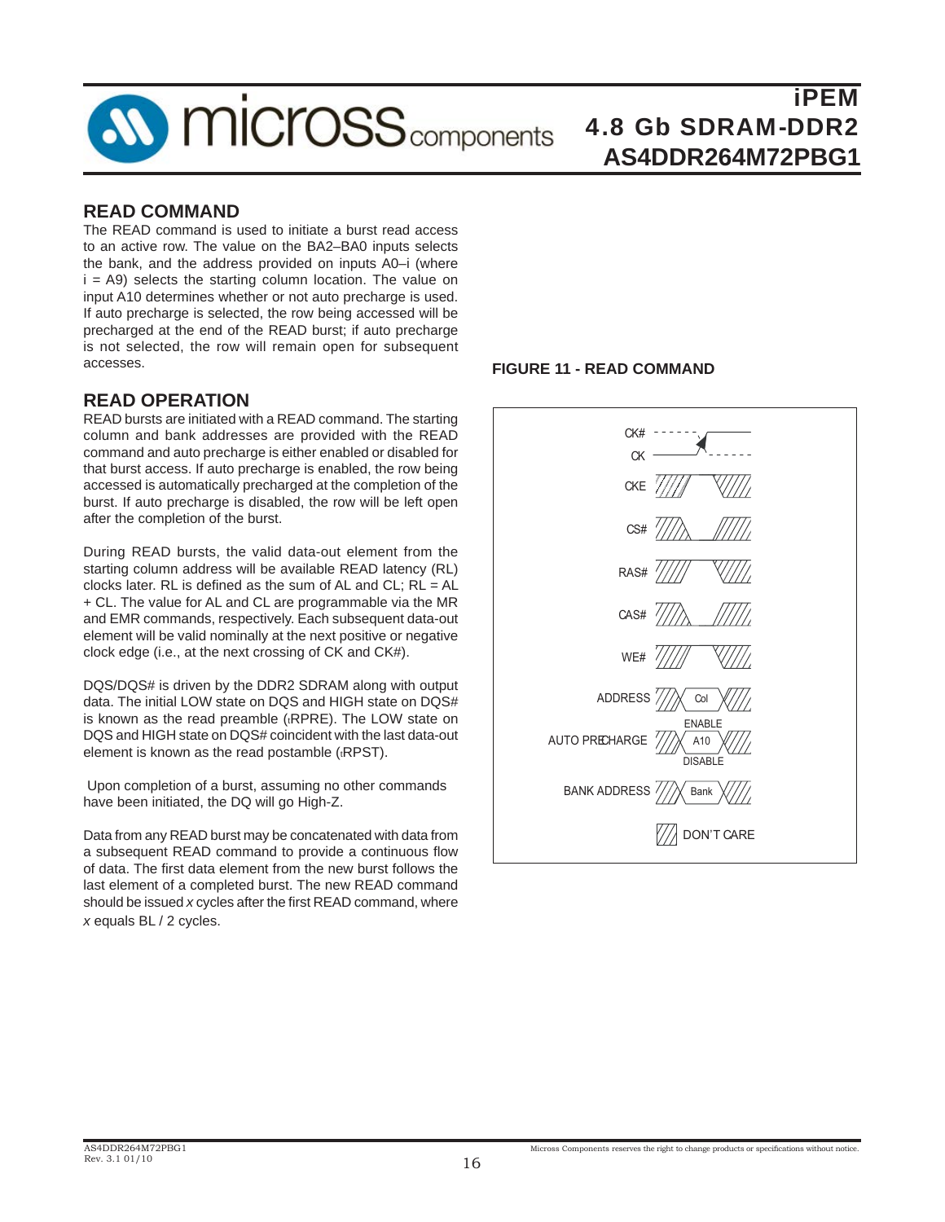## READ COMMAND

The READ command is used to initiate a burst read access to an active row. The value on the BA2–BA0 inputs selects the bank, and the address provided on inputs A0–i (where i = A9) selects the starting column location. The value on input A10 determines whether or not auto precharge is used. If auto precharge is selected, the row being accessed will be precharged at the end of the READ burst; if auto precharge is not selected, the row will remain open for subsequent accesses.

## READ OPERATION

READ bursts are initiated with a READ command. The starting column and bank addresses are provided with the READ command and auto precharge is either enabled or disabled for that burst access. If auto precharge is enabled, the row being accessed is automatically precharged at the completion of the burst. If auto precharge is disabled, the row will be left open after the completion of the burst.

During READ bursts, the valid data-out element from the starting column address will be available READ latency (RL) clocks later. RL is defined as the sum of AL and CL; RL = AL + CL. The value for AL and CL are programmable via the MR and EMR commands, respectively. Each subsequent data-out element will be valid nominally at the next positive or negative clock edge (i.e., at the next crossing of CK and CK#).

DQS/DQS# is driven by the DDR2 SDRAM along with output data. The initial LOW state on DQS and HIGH state on DQS# is known as the read preamble ($_t$RPRE). The LOW state on DQS and HIGH state on DQS# coincident with the last data-out element is known as the read postamble ($_t$RPST).

Upon completion of a burst, assuming no other commands have been initiated, the DQ will go High-Z.

Data from any READ burst may be concatenated with data from a subsequent READ command to provide a continuous flow of data. The first data element from the new burst follows the last element of a completed burst. The new READ command should be issued *x* cycles after the first READ command, where *x* equals BL / 2 cycles.

**FIGURE 11 - READ COMMAND**

CK#, CK, CKE, CS#, RAS#, CAS#, WE#, ADDRESS (Col), AUTO PRECHARGE (A10: ENABLE / DISABLE), BANK ADDRESS (Bank)

DON'T CARE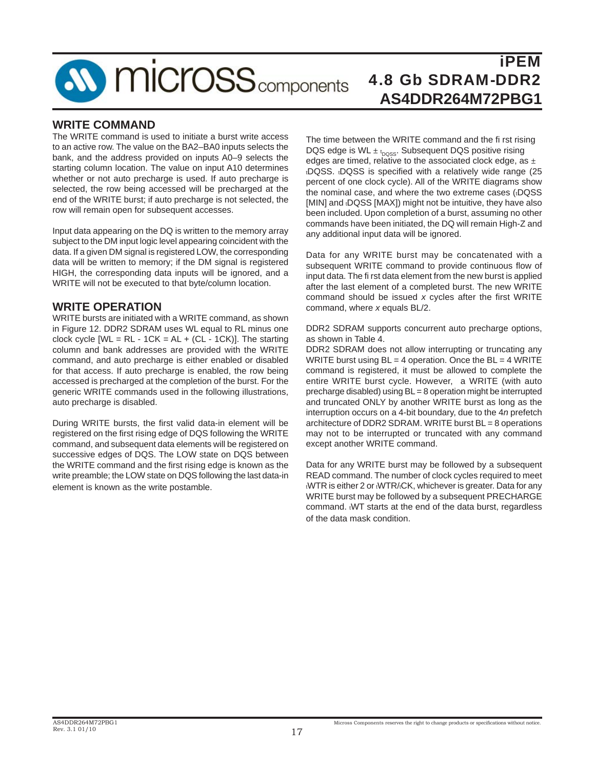## WRITE COMMAND

The WRITE command is used to initiate a burst write access to an active row. The value on the BA2–BA0 inputs selects the bank, and the address provided on inputs A0–9 selects the starting column location. The value on input A10 determines whether or not auto precharge is used. If auto precharge is selected, the row being accessed will be precharged at the end of the WRITE burst; if auto precharge is not selected, the row will remain open for subsequent accesses.

Input data appearing on the DQ is written to the memory array subject to the DM input logic level appearing coincident with the data. If a given DM signal is registered LOW, the corresponding data will be written to memory; if the DM signal is registered HIGH, the corresponding data inputs will be ignored, and a WRITE will not be executed to that byte/column location.

## WRITE OPERATION

WRITE bursts are initiated with a WRITE command, as shown in Figure 12. DDR2 SDRAM uses WL equal to RL minus one clock cycle [WL = RL - 1CK = AL + (CL - 1CK)]. The starting column and bank addresses are provided with the WRITE command, and auto precharge is either enabled or disabled for that access. If auto precharge is enabled, the row being accessed is precharged at the completion of the burst. For the generic WRITE commands used in the following illustrations, auto precharge is disabled.

During WRITE bursts, the first valid data-in element will be registered on the first rising edge of DQS following the WRITE command, and subsequent data elements will be registered on successive edges of DQS. The LOW state on DQS between the WRITE command and the first rising edge is known as the write preamble; the LOW state on DQS following the last data-in element is known as the write postamble.

The time between the WRITE command and the first rising DQS edge is WL ± $t_{DQSS}$. Subsequent DQS positive rising edges are timed, relative to the associated clock edge, as ± $t$DQSS. $t$DQSS is specified with a relatively wide range (25 percent of one clock cycle). All of the WRITE diagrams show the nominal case, and where the two extreme cases ($t$DQSS [MIN] and $t$DQSS [MAX]) might not be intuitive, they have also been included. Upon completion of a burst, assuming no other commands have been initiated, the DQ will remain High-Z and any additional input data will be ignored.

Data for any WRITE burst may be concatenated with a subsequent WRITE command to provide continuous flow of input data. The first data element from the new burst is applied after the last element of a completed burst. The new WRITE command should be issued *x* cycles after the first WRITE command, where *x* equals BL/2.

DDR2 SDRAM supports concurrent auto precharge options, as shown in Table 4.

DDR2 SDRAM does not allow interrupting or truncating any WRITE burst using BL = 4 operation. Once the BL = 4 WRITE command is registered, it must be allowed to complete the entire WRITE burst cycle. However, a WRITE (with auto precharge disabled) using BL = 8 operation might be interrupted and truncated ONLY by another WRITE burst as long as the interruption occurs on a 4-bit boundary, due to the 4*n* prefetch architecture of DDR2 SDRAM. WRITE burst BL = 8 operations may not to be interrupted or truncated with any command except another WRITE command.

Data for any WRITE burst may be followed by a subsequent READ command. The number of clock cycles required to meet $t$WTR is either 2 or $t$WTR/$t$CK, whichever is greater. Data for any WRITE burst may be followed by a subsequent PRECHARGE command. $t$WT starts at the end of the data burst, regardless of the data mask condition.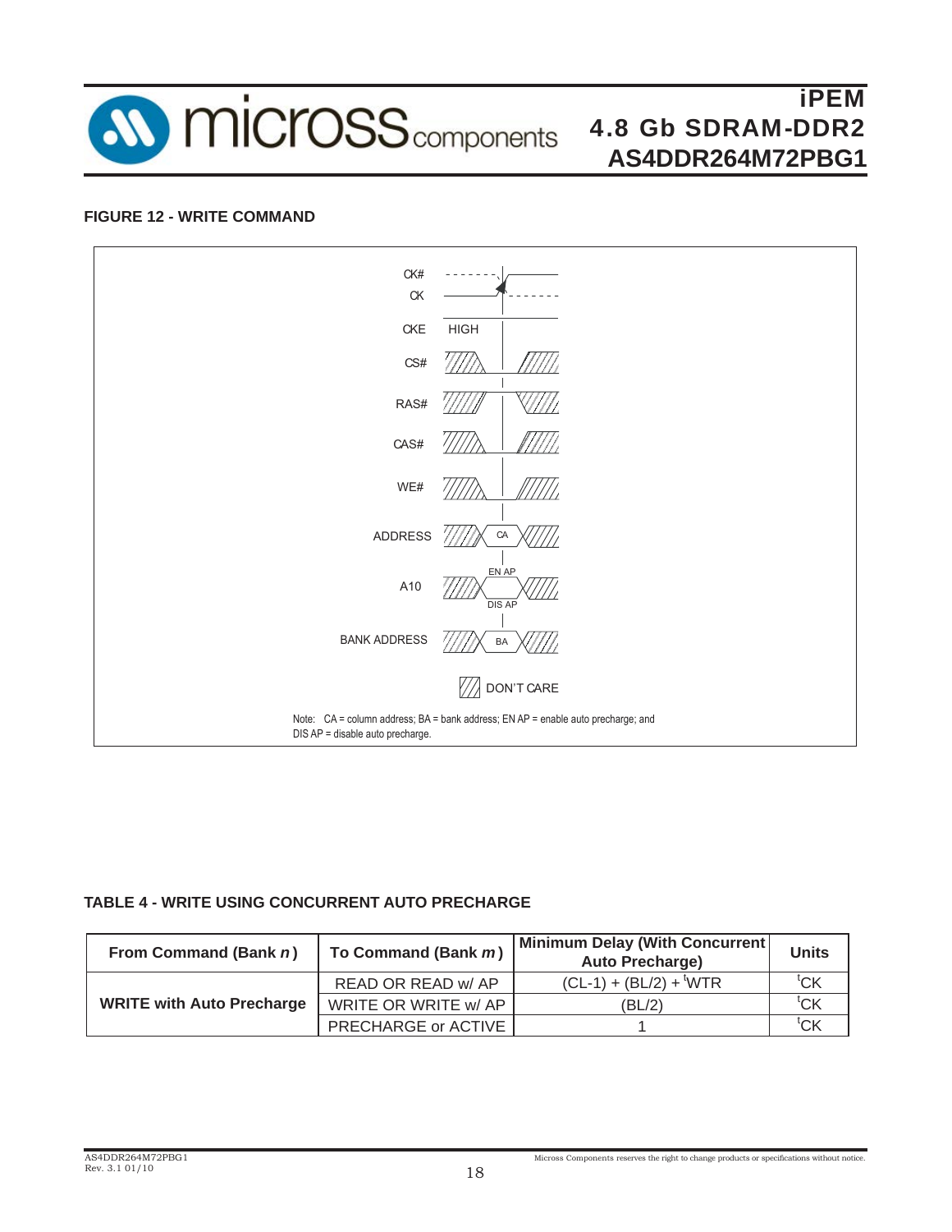**FIGURE 12 - WRITE COMMAND**

CK#
CK

CKE HIGH

CS#

RAS#

CAS#

WE#

ADDRESS CA

A10 EN AP / DIS AP

BANK ADDRESS BA

DON'T CARE

Note: CA = column address; BA = bank address; EN AP = enable auto precharge; and DIS AP = disable auto precharge.

**TABLE 4 - WRITE USING CONCURRENT AUTO PRECHARGE**

| From Command (Bank *n*) | To Command (Bank *m*) | Minimum Delay (With Concurrent Auto Precharge) | Units |
|---|---|---|---|
| WRITE with Auto Precharge | READ OR READ w/ AP | (CL-1) + (BL/2) + $^tWTR$ | $^tCK$ |
| | WRITE OR WRITE w/ AP | (BL/2) | $^tCK$ |
| | PRECHARGE or ACTIVE | 1 | $^tCK$ |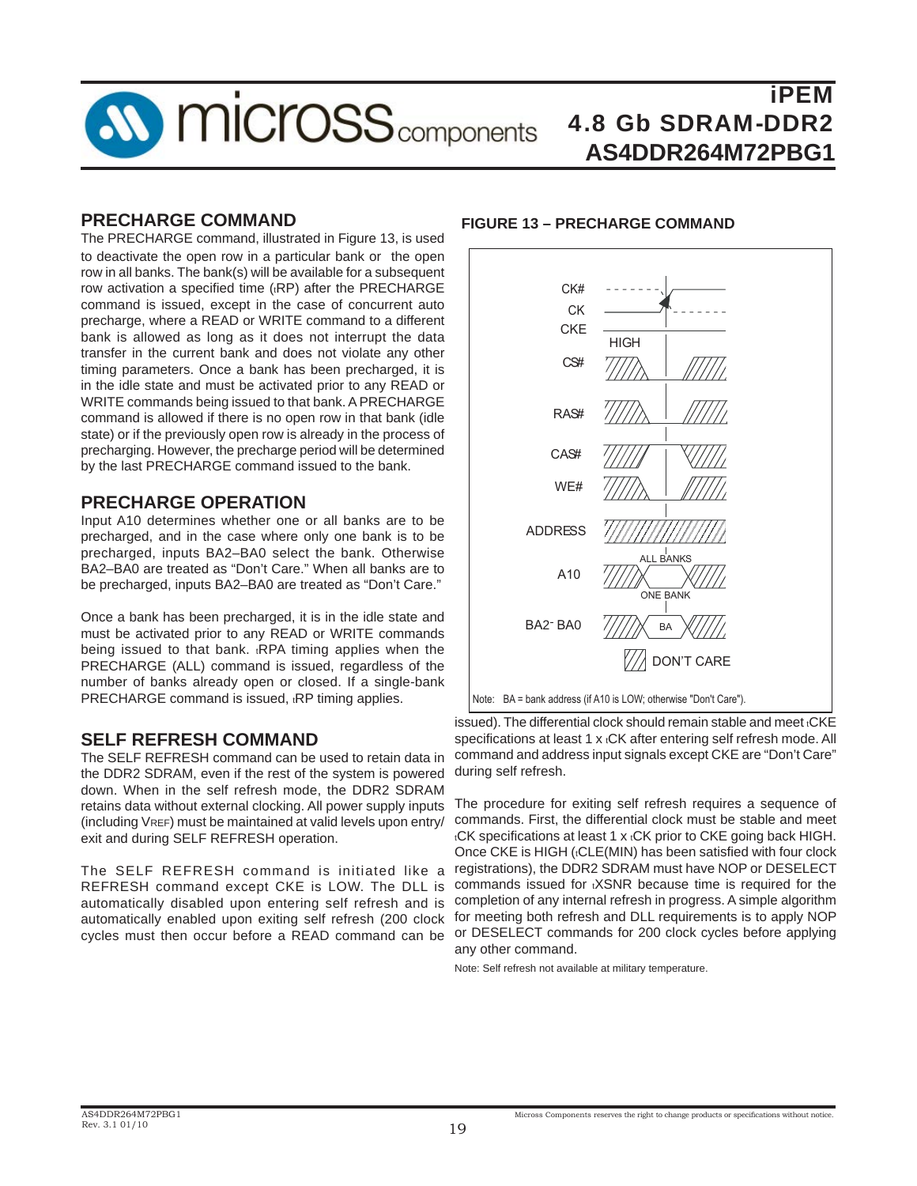## PRECHARGE COMMAND

The PRECHARGE command, illustrated in Figure 13, is used to deactivate the open row in a particular bank or the open row in all banks. The bank(s) will be available for a subsequent row activation a specified time (tRP) after the PRECHARGE command is issued, except in the case of concurrent auto precharge, where a READ or WRITE command to a different bank is allowed as long as it does not interrupt the data transfer in the current bank and does not violate any other timing parameters. Once a bank has been precharged, it is in the idle state and must be activated prior to any READ or WRITE commands being issued to that bank. A PRECHARGE command is allowed if there is no open row in that bank (idle state) or if the previously open row is already in the process of precharging. However, the precharge period will be determined by the last PRECHARGE command issued to the bank.

## PRECHARGE OPERATION

Input A10 determines whether one or all banks are to be precharged, and in the case where only one bank is to be precharged, inputs BA2–BA0 select the bank. Otherwise BA2–BA0 are treated as "Don't Care." When all banks are to be precharged, inputs BA2–BA0 are treated as "Don't Care."

Once a bank has been precharged, it is in the idle state and must be activated prior to any READ or WRITE commands being issued to that bank. tRPA timing applies when the PRECHARGE (ALL) command is issued, regardless of the number of banks already open or closed. If a single-bank PRECHARGE command is issued, tRP timing applies.

**FIGURE 13 – PRECHARGE COMMAND**

CK# / CK / CKE (HIGH) / CS# / RAS# / CAS# / WE# / ADDRESS / A10 (ALL BANKS / ONE BANK) / BA2- BA0 (BA) — DON'T CARE

Note: BA = bank address (if A10 is LOW; otherwise "Don't Care").

## SELF REFRESH COMMAND

The SELF REFRESH command can be used to retain data in the DDR2 SDRAM, even if the rest of the system is powered down. When in the self refresh mode, the DDR2 SDRAM retains data without external clocking. All power supply inputs (including $V_{REF}$) must be maintained at valid levels upon entry/exit and during SELF REFRESH operation.

The SELF REFRESH command is initiated like a REFRESH command except CKE is LOW. The DLL is automatically disabled upon entering self refresh and is automatically enabled upon exiting self refresh (200 clock cycles must then occur before a READ command can be issued). The differential clock should remain stable and meet tCKE specifications at least 1 x tCK after entering self refresh mode. All command and address input signals except CKE are "Don't Care" during self refresh.

The procedure for exiting self refresh requires a sequence of commands. First, the differential clock must be stable and meet tCK specifications at least 1 x tCK prior to CKE going back HIGH. Once CKE is HIGH (tCLE(MIN) has been satisfied with four clock registrations), the DDR2 SDRAM must have NOP or DESELECT commands issued for tXSNR because time is required for the completion of any internal refresh in progress. A simple algorithm for meeting both refresh and DLL requirements is to apply NOP or DESELECT commands for 200 clock cycles before applying any other command.

Note: Self refresh not available at military temperature.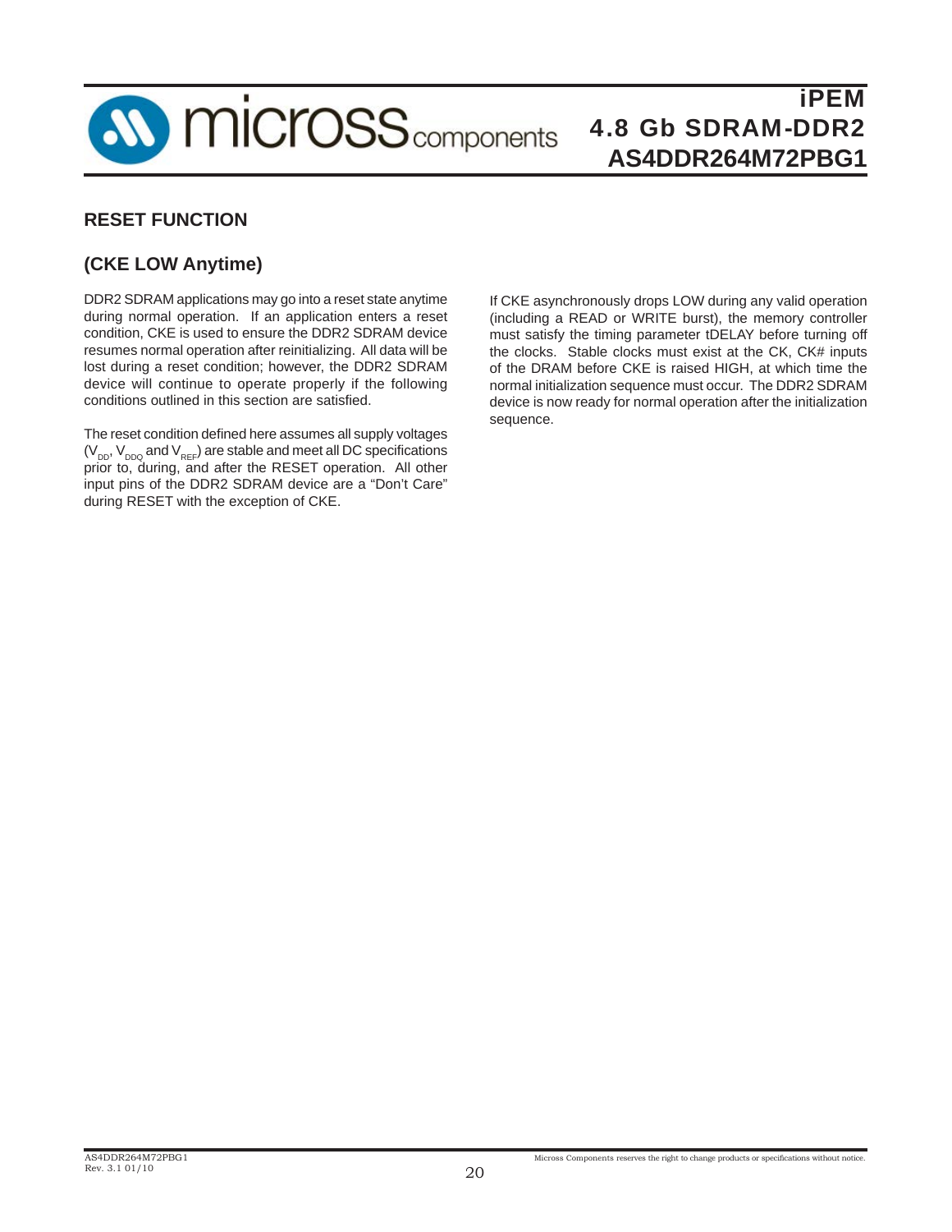## RESET FUNCTION

### (CKE LOW Anytime)

DDR2 SDRAM applications may go into a reset state anytime during normal operation. If an application enters a reset condition, CKE is used to ensure the DDR2 SDRAM device resumes normal operation after reinitializing. All data will be lost during a reset condition; however, the DDR2 SDRAM device will continue to operate properly if the following conditions outlined in this section are satisfied.

The reset condition defined here assumes all supply voltages ($V_{DD}$, $V_{DDQ}$ and $V_{REF}$) are stable and meet all DC specifications prior to, during, and after the RESET operation. All other input pins of the DDR2 SDRAM device are a "Don't Care" during RESET with the exception of CKE.

If CKE asynchronously drops LOW during any valid operation (including a READ or WRITE burst), the memory controller must satisfy the timing parameter tDELAY before turning off the clocks. Stable clocks must exist at the CK, CK# inputs of the DRAM before CKE is raised HIGH, at which time the normal initialization sequence must occur. The DDR2 SDRAM device is now ready for normal operation after the initialization sequence.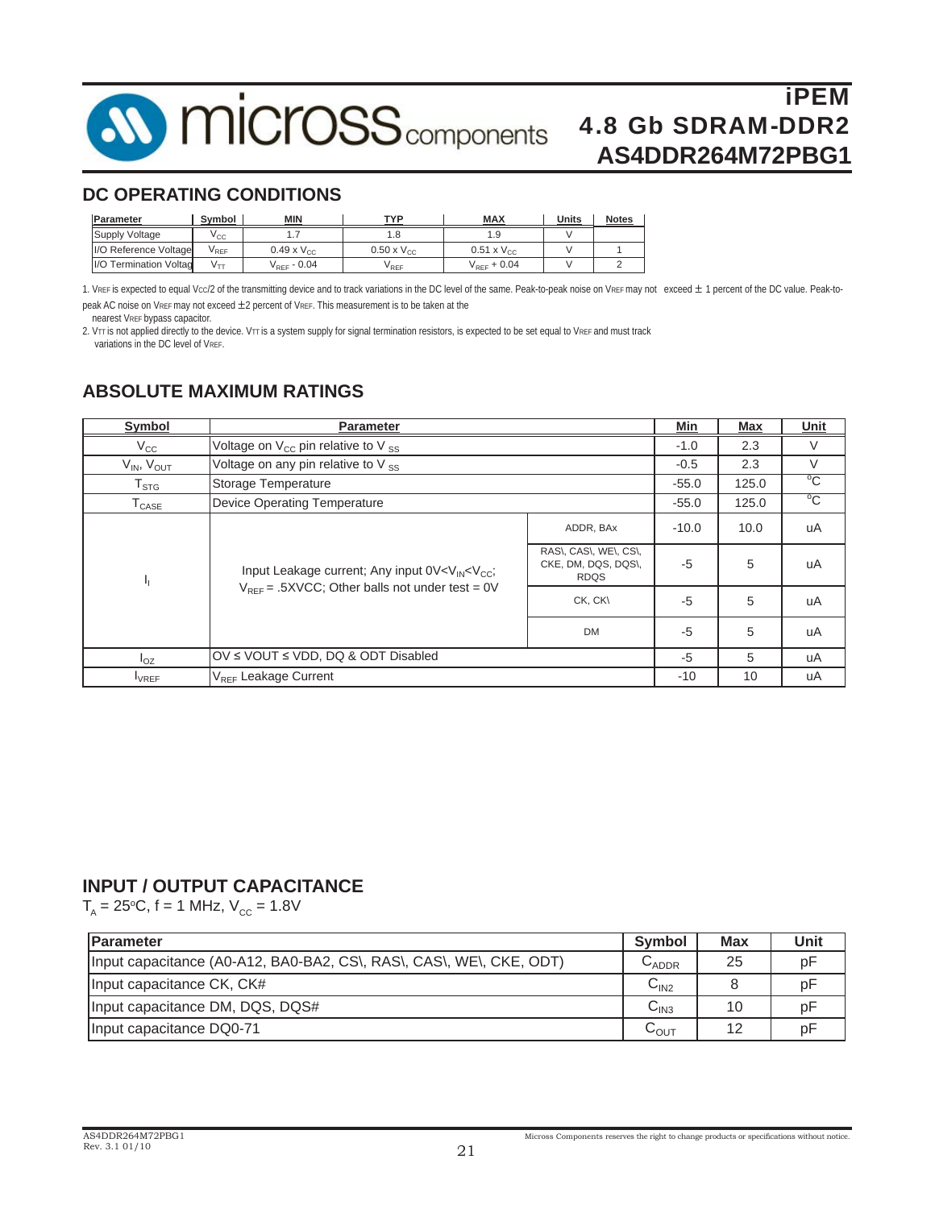## DC OPERATING CONDITIONS

| Parameter | Symbol | MIN | TYP | MAX | Units | Notes |
|---|---|---|---|---|---|---|
| Supply Voltage | $V_{CC}$ | 1.7 | 1.8 | 1.9 | V | |
| I/O Reference Voltage | $V_{REF}$ | 0.49 x $V_{CC}$ | 0.50 x $V_{CC}$ | 0.51 x $V_{CC}$ | V | 1 |
| I/O Termination Voltag | $V_{TT}$ | $V_{REF}$ - 0.04 | $V_{REF}$ | $V_{REF}$ + 0.04 | V | 2 |

1. VREF is expected to equal Vcc/2 of the transmitting device and to track variations in the DC level of the same. Peak-to-peak noise on VREF may not exceed ± 1 percent of the DC value. Peak-to-peak AC noise on VREF may not exceed ±2 percent of VREF. This measurement is to be taken at the nearest VREF bypass capacitor.
2. VTT is not applied directly to the device. VTT is a system supply for signal termination resistors, is expected to be set equal to VREF and must track variations in the DC level of VREF.

## ABSOLUTE MAXIMUM RATINGS

| Symbol | Parameter | | Min | Max | Unit |
|---|---|---|---|---|---|
| $V_{CC}$ | Voltage on $V_{CC}$ pin relative to $V_{SS}$ | | -1.0 | 2.3 | V |
| $V_{IN}$, $V_{OUT}$ | Voltage on any pin relative to $V_{SS}$ | | -0.5 | 2.3 | V |
| $T_{STG}$ | Storage Temperature | | -55.0 | 125.0 | °C |
| $T_{CASE}$ | Device Operating Temperature | | -55.0 | 125.0 | °C |
| $I_I$ | Input Leakage current; Any input 0V<$V_{IN}$<$V_{CC}$; $V_{REF}$ = .5XVCC; Other balls not under test = 0V | ADDR, BAx | -10.0 | 10.0 | uA |
| | | RAS\, CAS\, WE\, CS\, CKE, DM, DQS, DQS\, RDQS | -5 | 5 | uA |
| | | CK, CK\ | -5 | 5 | uA |
| | | DM | -5 | 5 | uA |
| $I_{OZ}$ | 0V ≤ VOUT ≤ VDD, DQ & ODT Disabled | | -5 | 5 | uA |
| $I_{VREF}$ | $V_{REF}$ Leakage Current | | -10 | 10 | uA |

## INPUT / OUTPUT CAPACITANCE

$T_A$ = 25°C, f = 1 MHz, $V_{CC}$ = 1.8V

| Parameter | Symbol | Max | Unit |
|---|---|---|---|
| Input capacitance (A0-A12, BA0-BA2, CS\, RAS\, CAS\, WE\, CKE, ODT) | $C_{ADDR}$ | 25 | pF |
| Input capacitance CK, CK# | $C_{IN2}$ | 8 | pF |
| Input capacitance DM, DQS, DQS# | $C_{IN3}$ | 10 | pF |
| Input capacitance DQ0-71 | $C_{OUT}$ | 12 | pF |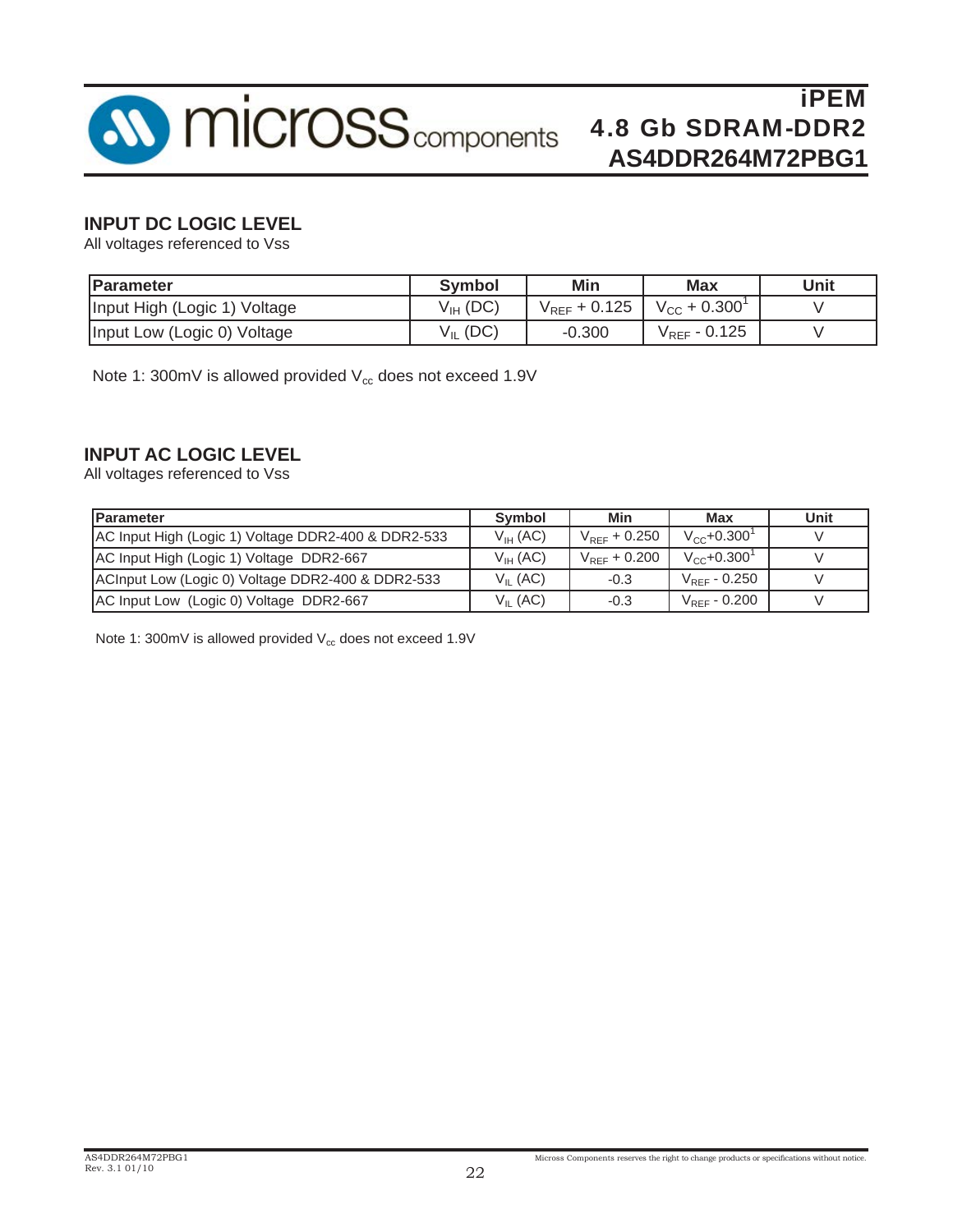## INPUT DC LOGIC LEVEL

All voltages referenced to Vss

| Parameter | Symbol | Min | Max | Unit |
|---|---|---|---|---|
| Input High (Logic 1) Voltage | $V_{IH}$ (DC) | $V_{REF}$ + 0.125 | $V_{CC}$ + 0.300[1] | V |
| Input Low (Logic 0) Voltage | $V_{IL}$ (DC) | -0.300 | $V_{REF}$ - 0.125 | V |

Note 1: 300mV is allowed provided $V_{cc}$ does not exceed 1.9V

## INPUT AC LOGIC LEVEL

All voltages referenced to Vss

| Parameter | Symbol | Min | Max | Unit |
|---|---|---|---|---|
| AC Input High (Logic 1) Voltage DDR2-400 & DDR2-533 | $V_{IH}$ (AC) | $V_{REF}$ + 0.250 | $V_{CC}$+0.300[1] | V |
| AC Input High (Logic 1) Voltage DDR2-667 | $V_{IH}$ (AC) | $V_{REF}$ + 0.200 | $V_{CC}$+0.300[1] | V |
| ACInput Low (Logic 0) Voltage DDR2-400 & DDR2-533 | $V_{IL}$ (AC) | -0.3 | $V_{REF}$ - 0.250 | V |
| AC Input Low (Logic 0) Voltage DDR2-667 | $V_{IL}$ (AC) | -0.3 | $V_{REF}$ - 0.200 | V |

Note 1: 300mV is allowed provided $V_{cc}$ does not exceed 1.9V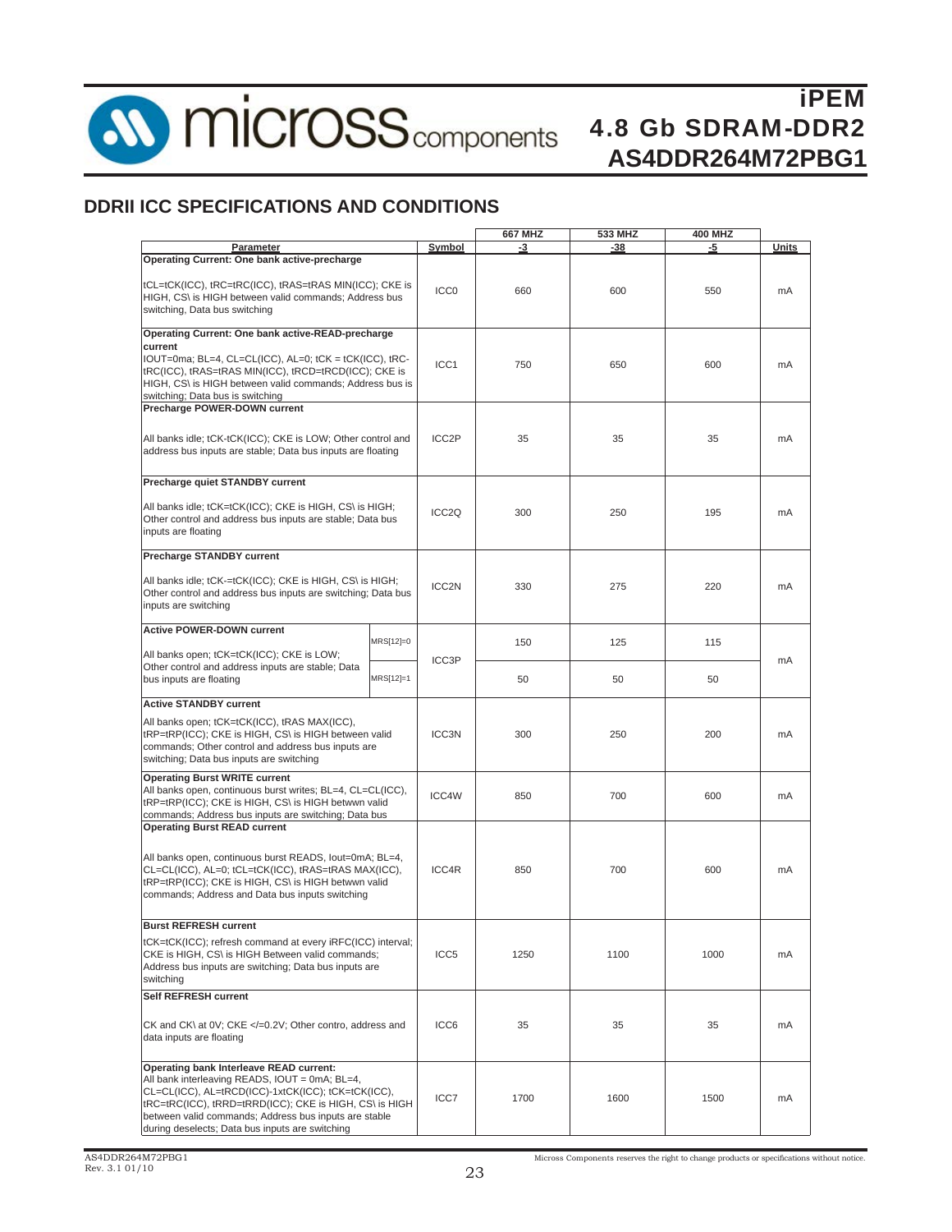## DDRII ICC SPECIFICATIONS AND CONDITIONS

| Parameter | | Symbol | 667 MHZ -3 | 533 MHZ -38 | 400 MHZ -5 | Units |
|---|---|---|---|---|---|---|
| **Operating Current: One bank active-precharge** tCL=tCK(ICC), tRC=tRC(ICC), tRAS=tRAS MIN(ICC); CKE is HIGH, CS\ is HIGH between valid commands; Address bus switching, Data bus switching | | ICC0 | 660 | 600 | 550 | mA |
| **Operating Current: One bank active-READ-precharge current** IOUT=0ma; BL=4, CL=CL(ICC), AL=0; tCK = tCK(ICC), tRC-tRC(ICC), tRAS=tRAS MIN(ICC), tRCD=tRCD(ICC); CKE is HIGH, CS\ is HIGH between valid commands; Address bus is switching; Data bus is switching | | ICC1 | 750 | 650 | 600 | mA |
| **Precharge POWER-DOWN current** All banks idle; tCK-tCK(ICC); CKE is LOW; Other control and address bus inputs are stable; Data bus inputs are floating | | ICC2P | 35 | 35 | 35 | mA |
| **Precharge quiet STANDBY current** All banks idle; tCK=tCK(ICC); CKE is HIGH, CS\ is HIGH; Other control and address bus inputs are stable; Data bus inputs are floating | | ICC2Q | 300 | 250 | 195 | mA |
| **Precharge STANDBY current** All banks idle; tCK-=tCK(ICC); CKE is HIGH, CS\ is HIGH; Other control and address bus inputs are switching; Data bus inputs are switching | | ICC2N | 330 | 275 | 220 | mA |
| **Active POWER-DOWN current** All banks open; tCK=tCK(ICC); CKE is LOW; Other control and address bus inputs are stable; Data bus inputs are floating | MRS[12]=0 | ICC3P | 150 | 125 | 115 | mA |
| | MRS[12]=1 | | 50 | 50 | 50 | |
| **Active STANDBY current** All banks open; tCK=tCK(ICC), tRAS MAX(ICC), tRP=tRP(ICC); CKE is HIGH, CS\ is HIGH between valid commands; Other control and address bus inputs are switching; Data bus inputs are switching | | ICC3N | 300 | 250 | 200 | mA |
| **Operating Burst WRITE current** All banks open, continuous burst writes; BL=4, CL=CL(ICC), tRP=tRP(ICC); CKE is HIGH, CS\ is HIGH betwwn valid commands; Address bus inputs are switching; Data bus | | ICC4W | 850 | 700 | 600 | mA |
| **Operating Burst READ current** All banks open, continuous burst READS, Iout=0mA; BL=4, CL=CL(ICC), AL=0; tCL=tCK(ICC), tRAS=tRAS MAX(ICC), tRP=tRP(ICC); CKE is HIGH, CS\ is HIGH betwwn valid commands; Address and Data bus inputs switching | | ICC4R | 850 | 700 | 600 | mA |
| **Burst REFRESH current** tCK=tCK(ICC); refresh command at every iRFC(ICC) interval; CKE is HIGH, CS\ is HIGH Between valid commands; Address bus inputs are switching; Data bus inputs are switching | | ICC5 | 1250 | 1100 | 1000 | mA |
| **Self REFRESH current** CK and CK\ at 0V; CKE </=0.2V; Other contro, address and data inputs are floating | | ICC6 | 35 | 35 | 35 | mA |
| **Operating bank Interleave READ current:** All bank interleaving READS, IOUT = 0mA; BL=4, CL=CL(ICC), AL=tRCD(ICC)-1xtCK(ICC); tCK=tCK(ICC), tRC=tRC(ICC), tRRD=tRRD(ICC); CKE is HIGH, CS\ is HIGH between valid commands; Address bus inputs are stable during deselects; Data bus inputs are switching | | ICC7 | 1700 | 1600 | 1500 | mA |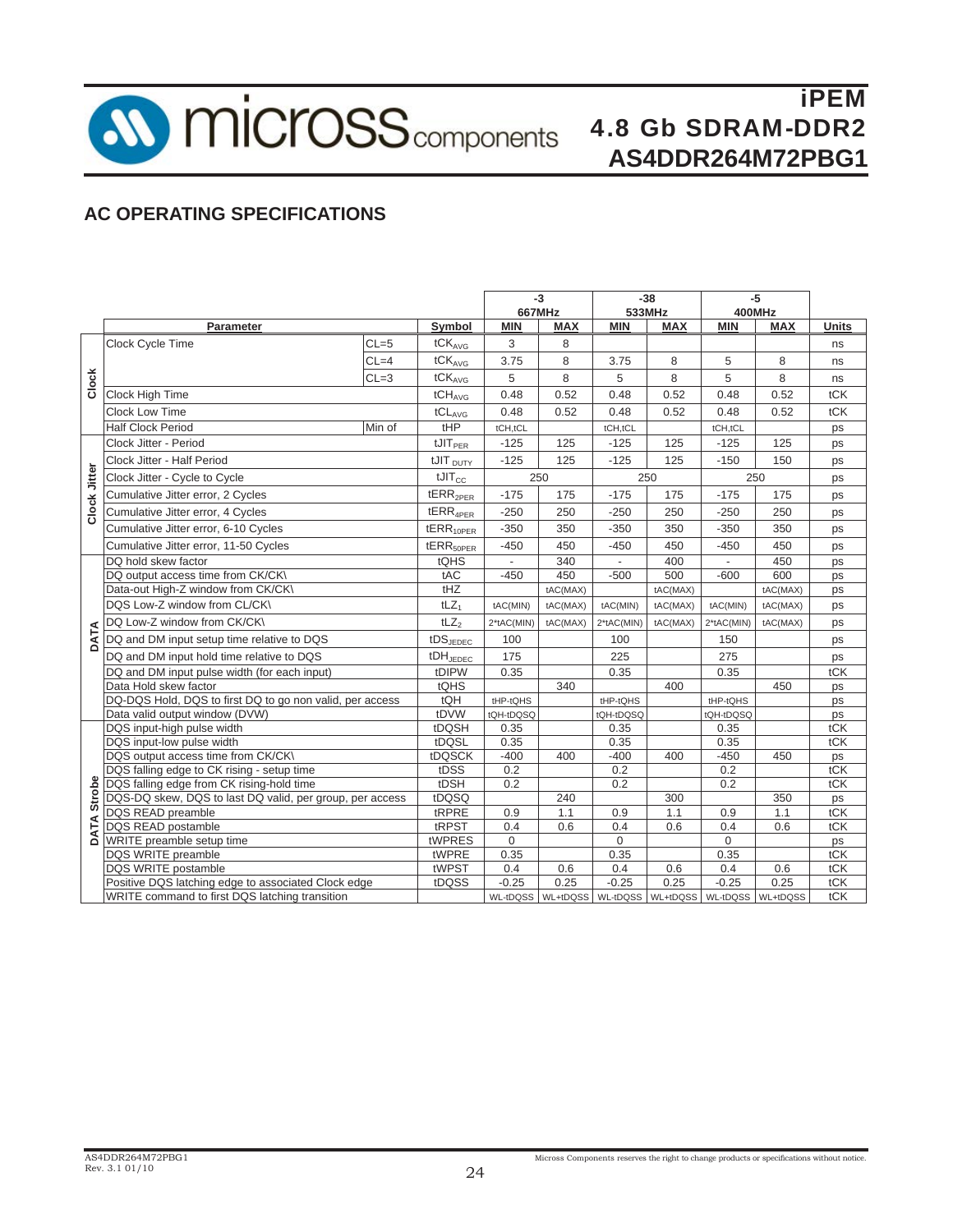## AC OPERATING SPECIFICATIONS

| | Parameter | | Symbol | -3 667MHz | | -38 533MHz | | -5 400MHz | | Units |
|---|---|---|---|---|---|---|---|---|---|---|
| | | | | MIN | MAX | MIN | MAX | MIN | MAX | |
| Clock | Clock Cycle Time | CL=5 | $tCK_{AVG}$ | 3 | 8 | | | | | ns |
| | | CL=4 | $tCK_{AVG}$ | 3.75 | 8 | 3.75 | 8 | 5 | 8 | ns |
| | | CL=3 | $tCK_{AVG}$ | 5 | 8 | 5 | 8 | 5 | 8 | ns |
| | Clock High Time | | $tCH_{AVG}$ | 0.48 | 0.52 | 0.48 | 0.52 | 0.48 | 0.52 | tCK |
| | Clock Low Time | | $tCL_{AVG}$ | 0.48 | 0.52 | 0.48 | 0.52 | 0.48 | 0.52 | tCK |
| | Half Clock Period | Min of | tHP | tCH,tCL | | tCH,tCL | | tCH,tCL | | ps |
| Clock Jitter | Clock Jitter - Period | | $tJIT_{PER}$ | -125 | 125 | -125 | 125 | -125 | 125 | ps |
| | Clock Jitter - Half Period | | $tJIT_{DUTY}$ | -125 | 125 | -125 | 125 | -150 | 150 | ps |
| | Clock Jitter - Cycle to Cycle | | $tJIT_{CC}$ | 250 | | 250 | | 250 | | ps |
| | Cumulative Jitter error, 2 Cycles | | $tERR_{2PER}$ | -175 | 175 | -175 | 175 | -175 | 175 | ps |
| | Cumulative Jitter error, 4 Cycles | | $tERR_{4PER}$ | -250 | 250 | -250 | 250 | -250 | 250 | ps |
| | Cumulative Jitter error, 6-10 Cycles | | $tERR_{10PER}$ | -350 | 350 | -350 | 350 | -350 | 350 | ps |
| | Cumulative Jitter error, 11-50 Cycles | | $tERR_{50PER}$ | -450 | 450 | -450 | 450 | -450 | 450 | ps |
| DATA | DQ hold skew factor | | tQHS | - | 340 | - | 400 | - | 450 | ps |
| | DQ output access time from CK/CK\ | | tAC | -450 | 450 | -500 | 500 | -600 | 600 | ps |
| | Data-out High-Z window from CK/CK\ | | tHZ | | tAC(MAX) | | tAC(MAX) | | tAC(MAX) | ps |
| | DQS Low-Z window from CL/CK\ | | $tLZ_1$ | tAC(MIN) | tAC(MAX) | tAC(MIN) | tAC(MAX) | tAC(MIN) | tAC(MAX) | ps |
| | DQ Low-Z window from CK/CK\ | | $tLZ_2$ | 2*tAC(MIN) | tAC(MAX) | 2*tAC(MIN) | tAC(MAX) | 2*tAC(MIN) | tAC(MAX) | ps |
| | DQ and DM input setup time relative to DQS | | $tDS_{JEDEC}$ | 100 | | 100 | | 150 | | ps |
| | DQ and DM input hold time relative to DQS | | $tDH_{JEDEC}$ | 175 | | 225 | | 275 | | ps |
| | DQ and DM input pulse width (for each input) | | tDIPW | 0.35 | | 0.35 | | 0.35 | | tCK |
| | Data Hold skew factor | | tQHS | | 340 | | 400 | | 450 | ps |
| | DQ-DQS Hold, DQS to first DQ to go non valid, per access | | tQH | tHP-tQHS | | tHP-tQHS | | tHP-tQHS | | ps |
| | Data valid output window (DVW) | | tDVW | tQH-tDQSQ | | tQH-tDQSQ | | tQH-tDQSQ | | ps |
| DATA Strobe | DQS input-high pulse width | | tDQSH | 0.35 | | 0.35 | | 0.35 | | tCK |
| | DQS input-low pulse width | | tDQSL | 0.35 | | 0.35 | | 0.35 | | tCK |
| | DQS output access time from CK/CK\ | | tDQSCK | -400 | 400 | -400 | 400 | -450 | 450 | ps |
| | DQS falling edge to CK rising - setup time | | tDSS | 0.2 | | 0.2 | | 0.2 | | tCK |
| | DQS falling edge from CK rising-hold time | | tDSH | 0.2 | | 0.2 | | 0.2 | | tCK |
| | DQS-DQ skew, DQS to last DQ valid, per group, per access | | tDQSQ | | 240 | | 300 | | 350 | ps |
| | DQS READ preamble | | tRPRE | 0.9 | 1.1 | 0.9 | 1.1 | 0.9 | 1.1 | tCK |
| | DQS READ postamble | | tRPST | 0.4 | 0.6 | 0.4 | 0.6 | 0.4 | 0.6 | tCK |
| | WRITE preamble setup time | | tWPRES | 0 | | 0 | | 0 | | ps |
| | DQS WRITE preamble | | tWPRE | 0.35 | | 0.35 | | 0.35 | | tCK |
| | DQS WRITE postamble | | tWPST | 0.4 | 0.6 | 0.4 | 0.6 | 0.4 | 0.6 | tCK |
| | Positive DQS latching edge to associated Clock edge | | tDQSS | -0.25 | 0.25 | -0.25 | 0.25 | -0.25 | 0.25 | tCK |
| | WRITE command to first DQS latching transition | | | WL-tDQSS | WL+tDQSS | WL-tDQSS | WL+tDQSS | WL-tDQSS | WL+tDQSS | tCK |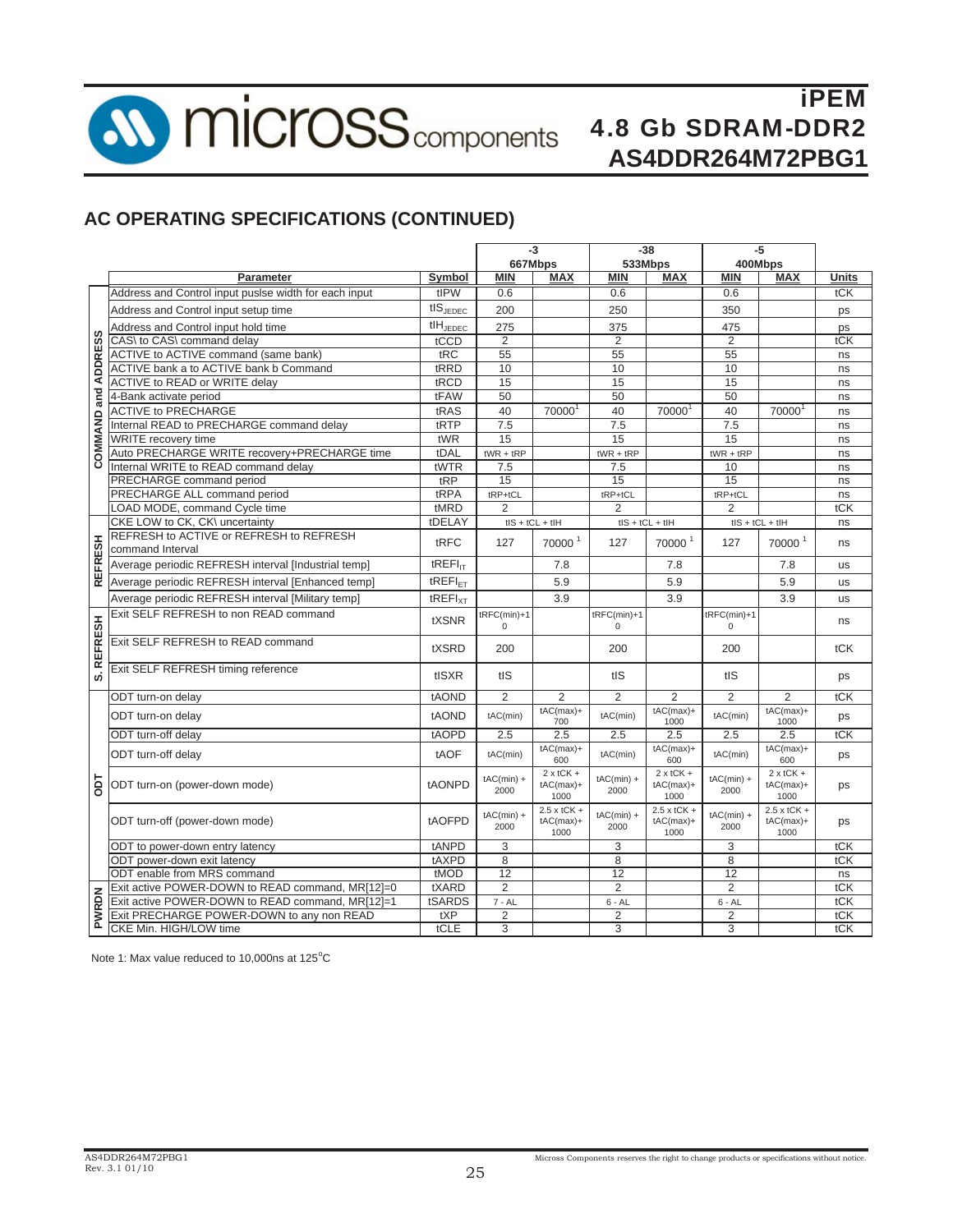## AC OPERATING SPECIFICATIONS (CONTINUED)

| | Parameter | Symbol | -3 667Mbps MIN | -3 667Mbps MAX | -38 533Mbps MIN | -38 533Mbps MAX | -5 400Mbps MIN | -5 400Mbps MAX | Units |
|---|---|---|---|---|---|---|---|---|---|
| COMMAND and ADDRESS | Address and Control input puslse width for each input | tIPW | 0.6 | | 0.6 | | 0.6 | | tCK |
| | Address and Control input setup time | $tIS_{JEDEC}$ | 200 | | 250 | | 350 | | ps |
| | Address and Control input hold time | $tIH_{JEDEC}$ | 275 | | 375 | | 475 | | ps |
| | CAS\ to CAS\ command delay | tCCD | 2 | | 2 | | 2 | | tCK |
| | ACTIVE to ACTIVE command (same bank) | tRC | 55 | | 55 | | 55 | | ns |
| | ACTIVE bank a to ACTIVE bank b Command | tRRD | 10 | | 10 | | 10 | | ns |
| | ACTIVE to READ or WRITE delay | tRCD | 15 | | 15 | | 15 | | ns |
| | 4-Bank activate period | tFAW | 50 | | 50 | | 50 | | ns |
| | ACTIVE to PRECHARGE | tRAS | 40 | 70000[1] | 40 | 70000[1] | 40 | 70000[1] | ns |
| | Internal READ to PRECHARGE command delay | tRTP | 7.5 | | 7.5 | | 7.5 | | ns |
| | WRITE recovery time | tWR | 15 | | 15 | | 15 | | ns |
| | Auto PRECHARGE WRITE recovery+PRECHARGE time | tDAL | tWR + tRP | | tWR + tRP | | tWR + tRP | | ns |
| | Internal WRITE to READ command delay | tWTR | 7.5 | | 7.5 | | 10 | | ns |
| | PRECHARGE command period | tRP | 15 | | 15 | | 15 | | ns |
| | PRECHARGE ALL command period | tRPA | tRP+tCL | | tRP+tCL | | tRP+tCL | | ns |
| | LOAD MODE, command Cycle time | tMRD | 2 | | 2 | | 2 | | tCK |
| REFRESH | CKE LOW to CK, CK\ uncertainty | tDELAY | tIS + tCL + tIH | | tIS + tCL + tIH | | tIS + tCL + tIH | | ns |
| | REFRESH to ACTIVE or REFRESH to REFRESH command Interval | tRFC | 127 | 70000[1] | 127 | 70000[1] | 127 | 70000[1] | ns |
| | Average periodic REFRESH interval [Industrial temp] | $tREFI_{IT}$ | | 7.8 | | 7.8 | | 7.8 | us |
| | Average periodic REFRESH interval [Enhanced temp] | $tREFI_{ET}$ | | 5.9 | | 5.9 | | 5.9 | us |
| | Average periodic REFRESH interval [Military temp] | $tREFI_{XT}$ | | 3.9 | | 3.9 | | 3.9 | us |
| S. REFRESH | Exit SELF REFRESH to non READ command | tXSNR | tRFC(min)+10 | | tRFC(min)+10 | | tRFC(min)+10 | | ns |
| | Exit SELF REFRESH to READ command | tXSRD | 200 | | 200 | | 200 | | tCK |
| | Exit SELF REFRESH timing reference | tISXR | tIS | | tIS | | tIS | | ps |
| ODT | ODT turn-on delay | tAOND | 2 | 2 | 2 | 2 | 2 | 2 | tCK |
| | ODT turn-on delay | tAOND | tAC(min) | tAC(max)+ 700 | tAC(min) | tAC(max)+ 1000 | tAC(min) | tAC(max)+ 1000 | ps |
| | ODT turn-off delay | tAOPD | 2.5 | 2.5 | 2.5 | 2.5 | 2.5 | 2.5 | tCK |
| | ODT turn-off delay | tAOF | tAC(min) | tAC(max)+ 600 | tAC(min) | tAC(max)+ 600 | tAC(min) | tAC(max)+ 600 | ps |
| | ODT turn-on (power-down mode) | tAONPD | tAC(min) + 2000 | 2 x tCK + tAC(max)+ 1000 | tAC(min) + 2000 | 2 x tCK + tAC(max)+ 1000 | tAC(min) + 2000 | 2 x tCK + tAC(max)+ 1000 | ps |
| | ODT turn-off (power-down mode) | tAOFPD | tAC(min) + 2000 | 2.5 x tCK + tAC(max)+ 1000 | tAC(min) + 2000 | 2.5 x tCK + tAC(max)+ 1000 | tAC(min) + 2000 | 2.5 x tCK + tAC(max)+ 1000 | ps |
| | ODT to power-down entry latency | tANPD | 3 | | 3 | | 3 | | tCK |
| | ODT power-down exit latency | tAXPD | 8 | | 8 | | 8 | | tCK |
| | ODT enable from MRS command | tMOD | 12 | | 12 | | 12 | | ns |
| PWRDN | Exit active POWER-DOWN to READ command, MR[12]=0 | tXARD | 2 | | 2 | | 2 | | tCK |
| | Exit active POWER-DOWN to READ command, MR[12]=1 | tSARDS | 7 - AL | | 6 - AL | | 6 - AL | | tCK |
| | Exit PRECHARGE POWER-DOWN to any non READ | tXP | 2 | | 2 | | 2 | | tCK |
| | CKE Min. HIGH/LOW time | tCLE | 3 | | 3 | | 3 | | tCK |

Note 1: Max value reduced to 10,000ns at 125°C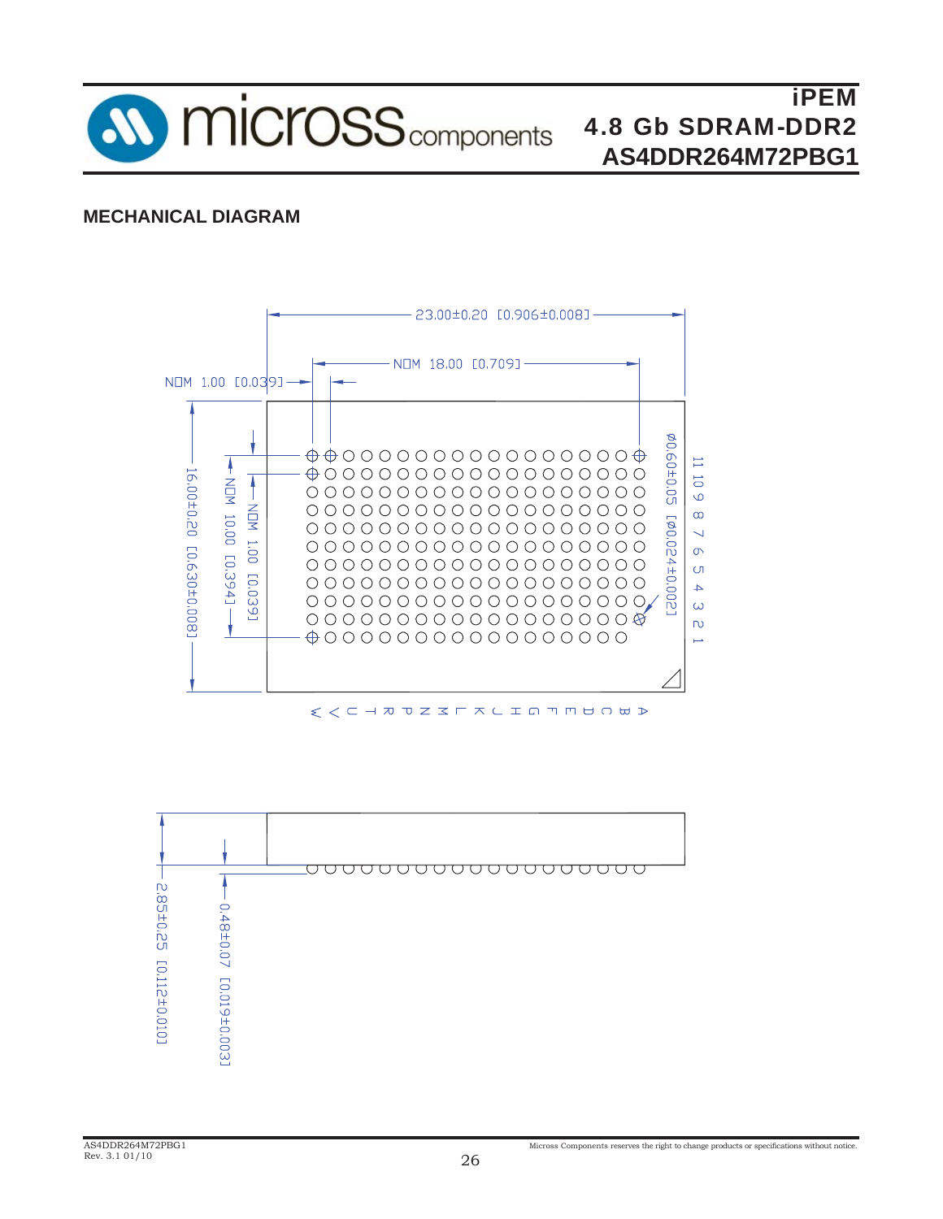## MECHANICAL DIAGRAM

23.00±0.20 [0.906±0.008]

NOM 18.00 [0.709]

NOM 1.00 [0.039]

16.00±0.20 [0.630±0.008]

NOM 10.00 [0.394]

NOM 1.00 [0.039]

Ø0.60±0.05 [Ø0.024±0.002]

11 10 9 8 7 6 5 4 3 2 1

W V U T R P N M L K J H G F E D C B A

2.85±0.25 [0.112±0.010]

0.48±0.07 [0.019±0.003]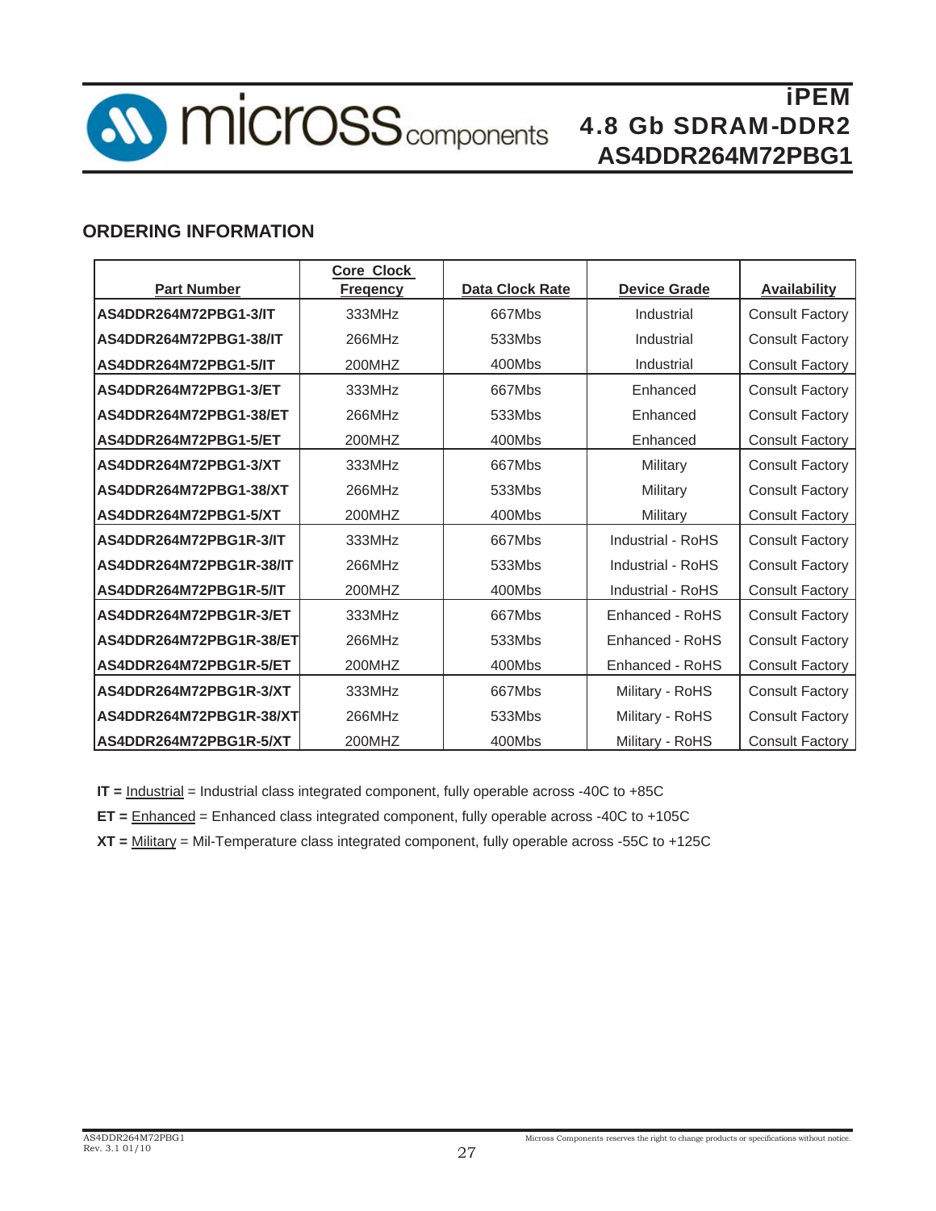## ORDERING INFORMATION

| Part Number | Core Clock Freqency | Data Clock Rate | Device Grade | Availability |
|---|---|---|---|---|
| **AS4DDR264M72PBG1-3/IT** | 333MHz | 667Mbs | Industrial | Consult Factory |
| **AS4DDR264M72PBG1-38/IT** | 266MHz | 533Mbs | Industrial | Consult Factory |
| **AS4DDR264M72PBG1-5/IT** | 200MHZ | 400Mbs | Industrial | Consult Factory |
| **AS4DDR264M72PBG1-3/ET** | 333MHz | 667Mbs | Enhanced | Consult Factory |
| **AS4DDR264M72PBG1-38/ET** | 266MHz | 533Mbs | Enhanced | Consult Factory |
| **AS4DDR264M72PBG1-5/ET** | 200MHZ | 400Mbs | Enhanced | Consult Factory |
| **AS4DDR264M72PBG1-3/XT** | 333MHz | 667Mbs | Military | Consult Factory |
| **AS4DDR264M72PBG1-38/XT** | 266MHz | 533Mbs | Military | Consult Factory |
| **AS4DDR264M72PBG1-5/XT** | 200MHZ | 400Mbs | Military | Consult Factory |
| **AS4DDR264M72PBG1R-3/IT** | 333MHz | 667Mbs | Industrial - RoHS | Consult Factory |
| **AS4DDR264M72PBG1R-38/IT** | 266MHz | 533Mbs | Industrial - RoHS | Consult Factory |
| **AS4DDR264M72PBG1R-5/IT** | 200MHZ | 400Mbs | Industrial - RoHS | Consult Factory |
| **AS4DDR264M72PBG1R-3/ET** | 333MHz | 667Mbs | Enhanced - RoHS | Consult Factory |
| **AS4DDR264M72PBG1R-38/ET** | 266MHz | 533Mbs | Enhanced - RoHS | Consult Factory |
| **AS4DDR264M72PBG1R-5/ET** | 200MHZ | 400Mbs | Enhanced - RoHS | Consult Factory |
| **AS4DDR264M72PBG1R-3/XT** | 333MHz | 667Mbs | Military - RoHS | Consult Factory |
| **AS4DDR264M72PBG1R-38/XT** | 266MHz | 533Mbs | Military - RoHS | Consult Factory |
| **AS4DDR264M72PBG1R-5/XT** | 200MHZ | 400Mbs | Military - RoHS | Consult Factory |

**IT =** Industrial = Industrial class integrated component, fully operable across -40C to +85C

**ET =** Enhanced = Enhanced class integrated component, fully operable across -40C to +105C

**XT =** Military = Mil-Temperature class integrated component, fully operable across -55C to +125C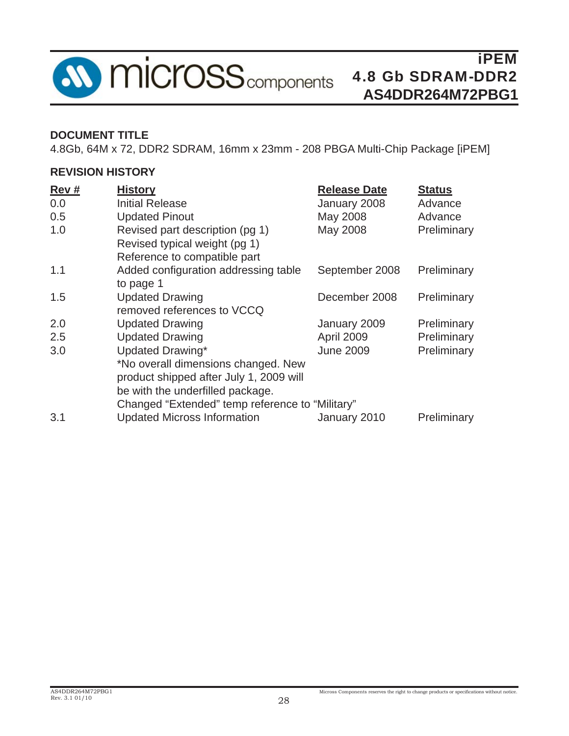## DOCUMENT TITLE

4.8Gb, 64M x 72, DDR2 SDRAM, 16mm x 23mm - 208 PBGA Multi-Chip Package [iPEM]

## REVISION HISTORY

| Rev # | History | Release Date | Status |
|---|---|---|---|
| 0.0 | Initial Release | January 2008 | Advance |
| 0.5 | Updated Pinout | May 2008 | Advance |
| 1.0 | Revised part description (pg 1)<br>Revised typical weight (pg 1)<br>Reference to compatible part | May 2008 | Preliminary |
| 1.1 | Added configuration addressing table to page 1 | September 2008 | Preliminary |
| 1.5 | Updated Drawing<br>removed references to VCCQ | December 2008 | Preliminary |
| 2.0 | Updated Drawing | January 2009 | Preliminary |
| 2.5 | Updated Drawing | April 2009 | Preliminary |
| 3.0 | Updated Drawing*<br>*No overall dimensions changed. New product shipped after July 1, 2009 will be with the underfilled package.<br>Changed "Extended" temp reference to "Military" | June 2009 | Preliminary |
| 3.1 | Updated Micross Information | January 2010 | Preliminary |